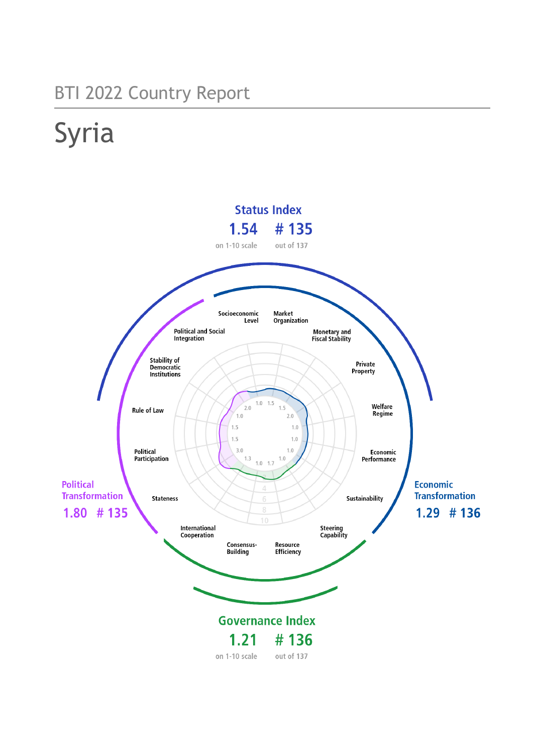BTI 2022 Country Report

# Syria

## Status Index

**1.54** on 1-10 scale

**# 135** out of 137

Political and Social Integration

Socioeconomic Level

Market Organization

Monetary and Fiscal Stability

Stability of Democratic Institutions

Private Property

Rule of Law

Welfare Regime

Political Participation

Economic Performance

Stateness

Sustainability

International Cooperation

Steering Capability

Consensus-Building

Resource Efficiency

**Political Transformation**

**1.80 # 135**

**Economic Transformation**

**1.29 # 136**

## Governance Index

**1.21** on 1-10 scale

**# 136** out of 137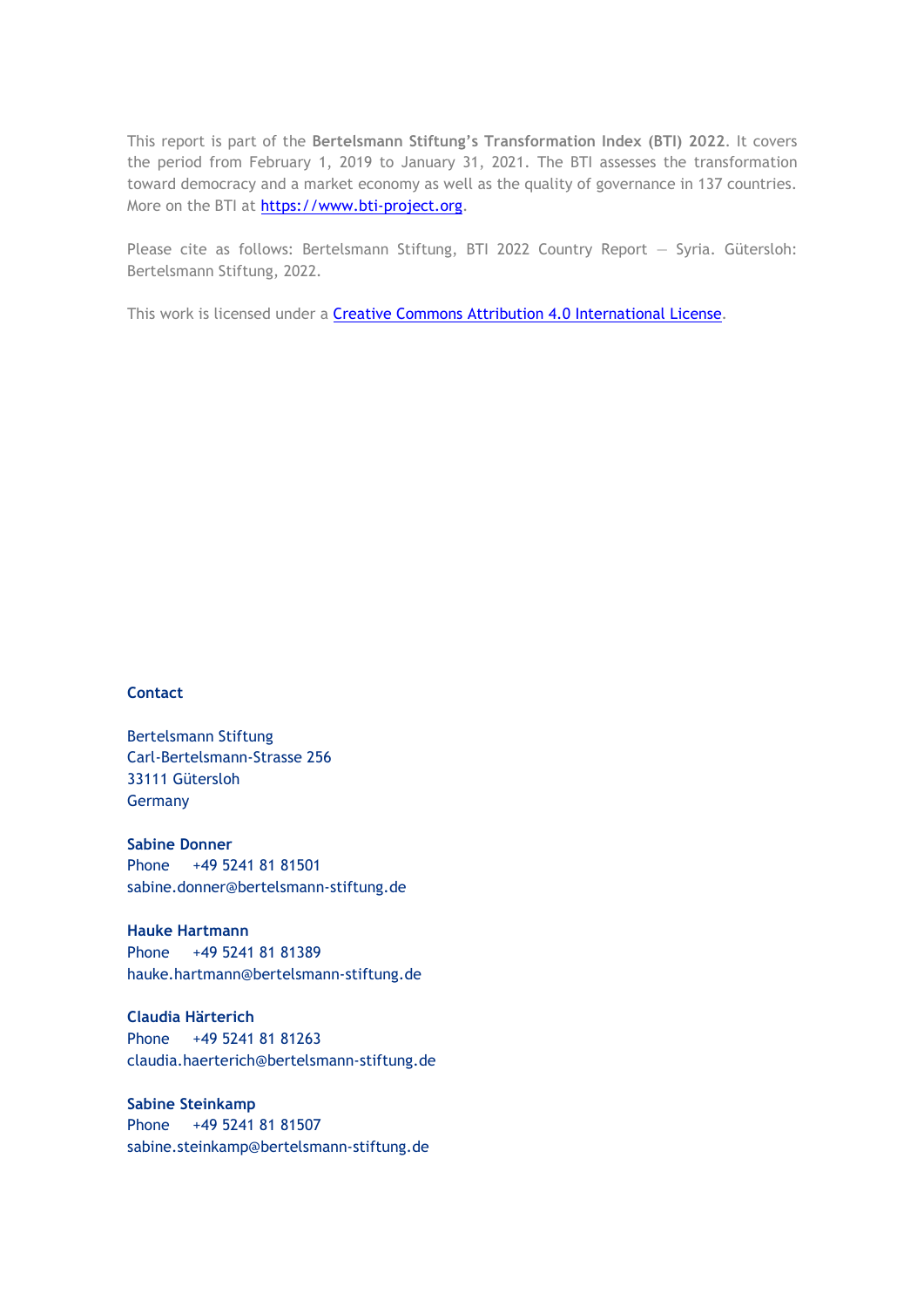This report is part of the **Bertelsmann Stiftung's Transformation Index (BTI) 2022**. It covers the period from February 1, 2019 to January 31, 2021. The BTI assesses the transformation toward democracy and a market economy as well as the quality of governance in 137 countries. More on the BTI at [https://www.bti-project.org](https://www.bti-project.org).

Please cite as follows: Bertelsmann Stiftung, BTI 2022 Country Report — Syria. Gütersloh: Bertelsmann Stiftung, 2022.

This work is licensed under a [Creative Commons Attribution 4.0 International License](https://creativecommons.org/licenses/by/4.0/).

**Contact**

Bertelsmann Stiftung
Carl-Bertelsmann-Strasse 256
33111 Gütersloh
Germany

**Sabine Donner**
Phone +49 5241 81 81501
sabine.donner@bertelsmann-stiftung.de

**Hauke Hartmann**
Phone +49 5241 81 81389
hauke.hartmann@bertelsmann-stiftung.de

**Claudia Härterich**
Phone +49 5241 81 81263
claudia.haerterich@bertelsmann-stiftung.de

**Sabine Steinkamp**
Phone +49 5241 81 81507
sabine.steinkamp@bertelsmann-stiftung.de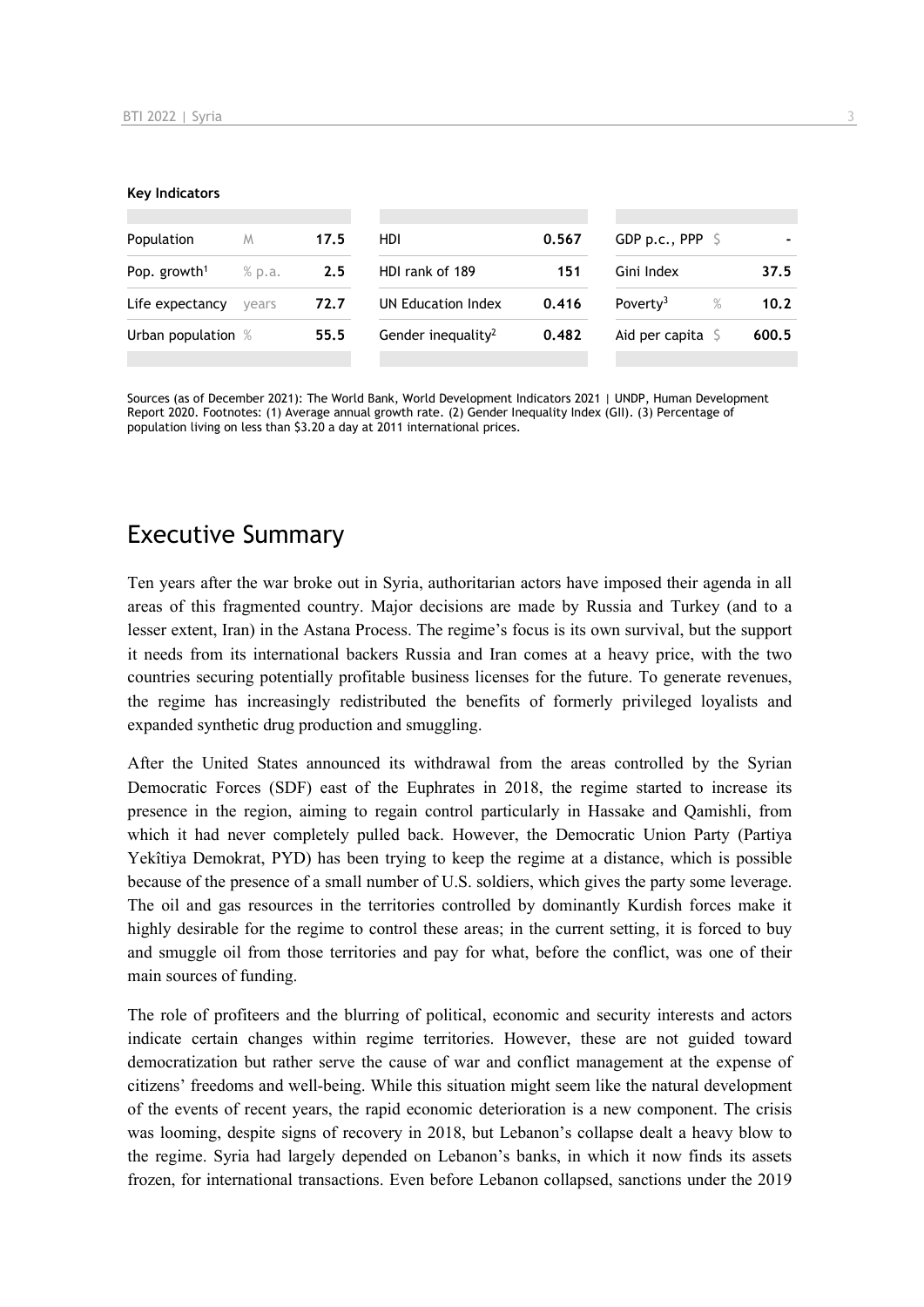**Key Indicators**

| Population | M | 17.5 | HDI | 0.567 | GDP p.c., PPP | $ | - |
|---|---|---|---|---|---|---|---|
| Pop. growth[1] | % p.a. | 2.5 | HDI rank of 189 | 151 | Gini Index | | 37.5 |
| Life expectancy | years | 72.7 | UN Education Index | 0.416 | Poverty[3] | % | 10.2 |
| Urban population | % | 55.5 | Gender inequality[2] | 0.482 | Aid per capita | $ | 600.5 |

Sources (as of December 2021): The World Bank, World Development Indicators 2021 | UNDP, Human Development Report 2020. Footnotes: (1) Average annual growth rate. (2) Gender Inequality Index (GII). (3) Percentage of population living on less than $3.20 a day at 2011 international prices.

# Executive Summary

Ten years after the war broke out in Syria, authoritarian actors have imposed their agenda in all areas of this fragmented country. Major decisions are made by Russia and Turkey (and to a lesser extent, Iran) in the Astana Process. The regime's focus is its own survival, but the support it needs from its international backers Russia and Iran comes at a heavy price, with the two countries securing potentially profitable business licenses for the future. To generate revenues, the regime has increasingly redistributed the benefits of formerly privileged loyalists and expanded synthetic drug production and smuggling.

After the United States announced its withdrawal from the areas controlled by the Syrian Democratic Forces (SDF) east of the Euphrates in 2018, the regime started to increase its presence in the region, aiming to regain control particularly in Hassake and Qamishli, from which it had never completely pulled back. However, the Democratic Union Party (Partiya Yekîtiya Demokrat, PYD) has been trying to keep the regime at a distance, which is possible because of the presence of a small number of U.S. soldiers, which gives the party some leverage. The oil and gas resources in the territories controlled by dominantly Kurdish forces make it highly desirable for the regime to control these areas; in the current setting, it is forced to buy and smuggle oil from those territories and pay for what, before the conflict, was one of their main sources of funding.

The role of profiteers and the blurring of political, economic and security interests and actors indicate certain changes within regime territories. However, these are not guided toward democratization but rather serve the cause of war and conflict management at the expense of citizens' freedoms and well-being. While this situation might seem like the natural development of the events of recent years, the rapid economic deterioration is a new component. The crisis was looming, despite signs of recovery in 2018, but Lebanon's collapse dealt a heavy blow to the regime. Syria had largely depended on Lebanon's banks, in which it now finds its assets frozen, for international transactions. Even before Lebanon collapsed, sanctions under the 2019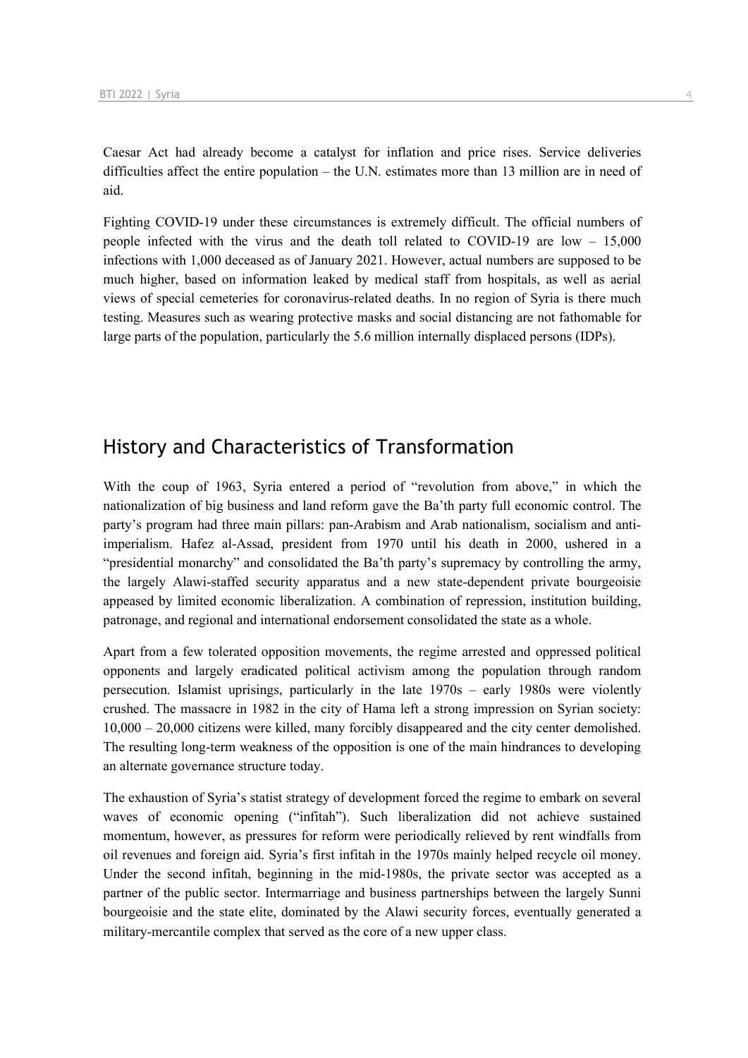Caesar Act had already become a catalyst for inflation and price rises. Service deliveries difficulties affect the entire population – the U.N. estimates more than 13 million are in need of aid.

Fighting COVID-19 under these circumstances is extremely difficult. The official numbers of people infected with the virus and the death toll related to COVID-19 are low – 15,000 infections with 1,000 deceased as of January 2021. However, actual numbers are supposed to be much higher, based on information leaked by medical staff from hospitals, as well as aerial views of special cemeteries for coronavirus-related deaths. In no region of Syria is there much testing. Measures such as wearing protective masks and social distancing are not fathomable for large parts of the population, particularly the 5.6 million internally displaced persons (IDPs).

## History and Characteristics of Transformation

With the coup of 1963, Syria entered a period of "revolution from above," in which the nationalization of big business and land reform gave the Ba'th party full economic control. The party's program had three main pillars: pan-Arabism and Arab nationalism, socialism and anti-imperialism. Hafez al-Assad, president from 1970 until his death in 2000, ushered in a "presidential monarchy" and consolidated the Ba'th party's supremacy by controlling the army, the largely Alawi-staffed security apparatus and a new state-dependent private bourgeoisie appeased by limited economic liberalization. A combination of repression, institution building, patronage, and regional and international endorsement consolidated the state as a whole.

Apart from a few tolerated opposition movements, the regime arrested and oppressed political opponents and largely eradicated political activism among the population through random persecution. Islamist uprisings, particularly in the late 1970s – early 1980s were violently crushed. The massacre in 1982 in the city of Hama left a strong impression on Syrian society: 10,000 – 20,000 citizens were killed, many forcibly disappeared and the city center demolished. The resulting long-term weakness of the opposition is one of the main hindrances to developing an alternate governance structure today.

The exhaustion of Syria's statist strategy of development forced the regime to embark on several waves of economic opening ("infitah"). Such liberalization did not achieve sustained momentum, however, as pressures for reform were periodically relieved by rent windfalls from oil revenues and foreign aid. Syria's first infitah in the 1970s mainly helped recycle oil money. Under the second infitah, beginning in the mid-1980s, the private sector was accepted as a partner of the public sector. Intermarriage and business partnerships between the largely Sunni bourgeoisie and the state elite, dominated by the Alawi security forces, eventually generated a military-mercantile complex that served as the core of a new upper class.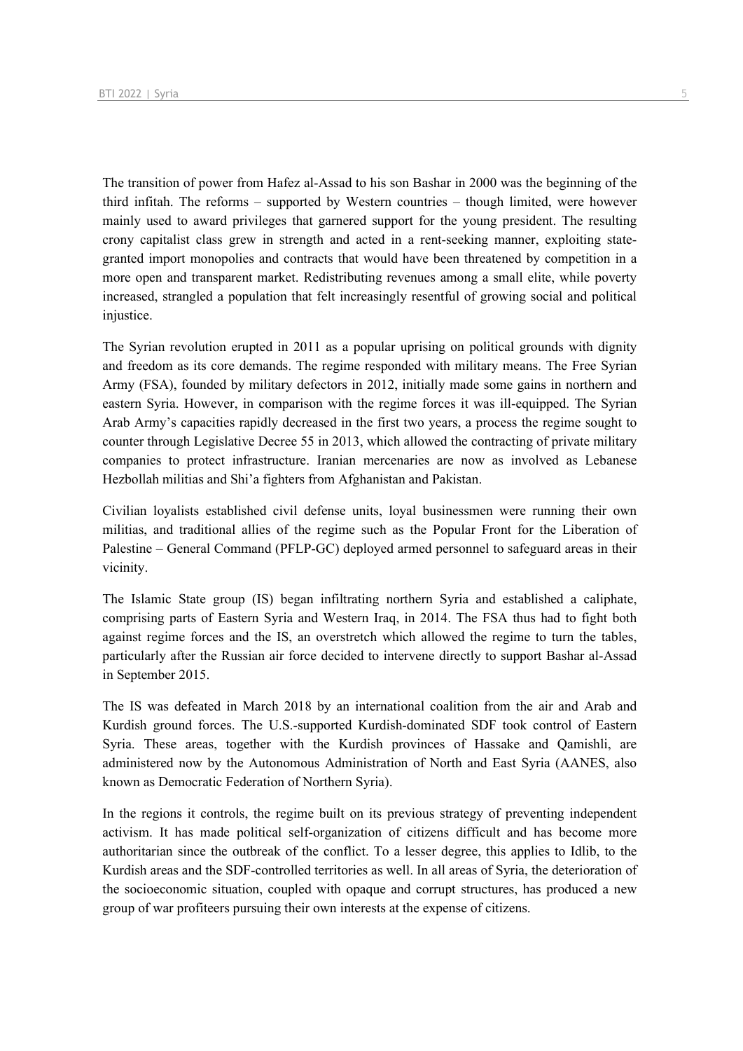The transition of power from Hafez al-Assad to his son Bashar in 2000 was the beginning of the third infitah. The reforms – supported by Western countries – though limited, were however mainly used to award privileges that garnered support for the young president. The resulting crony capitalist class grew in strength and acted in a rent-seeking manner, exploiting state-granted import monopolies and contracts that would have been threatened by competition in a more open and transparent market. Redistributing revenues among a small elite, while poverty increased, strangled a population that felt increasingly resentful of growing social and political injustice.

The Syrian revolution erupted in 2011 as a popular uprising on political grounds with dignity and freedom as its core demands. The regime responded with military means. The Free Syrian Army (FSA), founded by military defectors in 2012, initially made some gains in northern and eastern Syria. However, in comparison with the regime forces it was ill-equipped. The Syrian Arab Army's capacities rapidly decreased in the first two years, a process the regime sought to counter through Legislative Decree 55 in 2013, which allowed the contracting of private military companies to protect infrastructure. Iranian mercenaries are now as involved as Lebanese Hezbollah militias and Shi'a fighters from Afghanistan and Pakistan.

Civilian loyalists established civil defense units, loyal businessmen were running their own militias, and traditional allies of the regime such as the Popular Front for the Liberation of Palestine – General Command (PFLP-GC) deployed armed personnel to safeguard areas in their vicinity.

The Islamic State group (IS) began infiltrating northern Syria and established a caliphate, comprising parts of Eastern Syria and Western Iraq, in 2014. The FSA thus had to fight both against regime forces and the IS, an overstretch which allowed the regime to turn the tables, particularly after the Russian air force decided to intervene directly to support Bashar al-Assad in September 2015.

The IS was defeated in March 2018 by an international coalition from the air and Arab and Kurdish ground forces. The U.S.-supported Kurdish-dominated SDF took control of Eastern Syria. These areas, together with the Kurdish provinces of Hassake and Qamishli, are administered now by the Autonomous Administration of North and East Syria (AANES, also known as Democratic Federation of Northern Syria).

In the regions it controls, the regime built on its previous strategy of preventing independent activism. It has made political self-organization of citizens difficult and has become more authoritarian since the outbreak of the conflict. To a lesser degree, this applies to Idlib, to the Kurdish areas and the SDF-controlled territories as well. In all areas of Syria, the deterioration of the socioeconomic situation, coupled with opaque and corrupt structures, has produced a new group of war profiteers pursuing their own interests at the expense of citizens.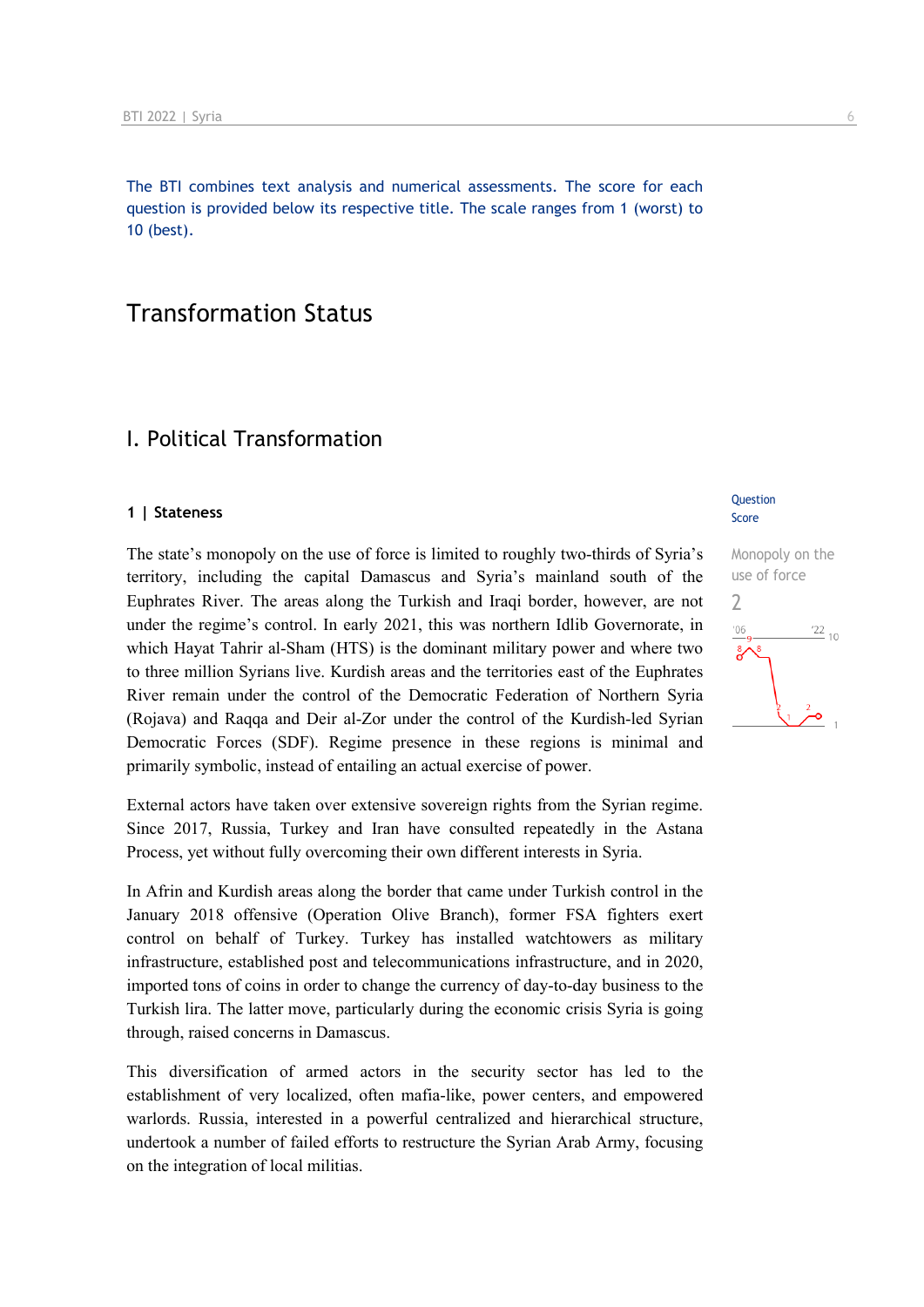The BTI combines text analysis and numerical assessments. The score for each question is provided below its respective title. The scale ranges from 1 (worst) to 10 (best).

# Transformation Status

## I. Political Transformation

### 1 | Stateness

Question Score

Monopoly on the use of force
2

The state's monopoly on the use of force is limited to roughly two-thirds of Syria's territory, including the capital Damascus and Syria's mainland south of the Euphrates River. The areas along the Turkish and Iraqi border, however, are not under the regime's control. In early 2021, this was northern Idlib Governorate, in which Hayat Tahrir al-Sham (HTS) is the dominant military power and where two to three million Syrians live. Kurdish areas and the territories east of the Euphrates River remain under the control of the Democratic Federation of Northern Syria (Rojava) and Raqqa and Deir al-Zor under the control of the Kurdish-led Syrian Democratic Forces (SDF). Regime presence in these regions is minimal and primarily symbolic, instead of entailing an actual exercise of power.

External actors have taken over extensive sovereign rights from the Syrian regime. Since 2017, Russia, Turkey and Iran have consulted repeatedly in the Astana Process, yet without fully overcoming their own different interests in Syria.

In Afrin and Kurdish areas along the border that came under Turkish control in the January 2018 offensive (Operation Olive Branch), former FSA fighters exert control on behalf of Turkey. Turkey has installed watchtowers as military infrastructure, established post and telecommunications infrastructure, and in 2020, imported tons of coins in order to change the currency of day-to-day business to the Turkish lira. The latter move, particularly during the economic crisis Syria is going through, raised concerns in Damascus.

This diversification of armed actors in the security sector has led to the establishment of very localized, often mafia-like, power centers, and empowered warlords. Russia, interested in a powerful centralized and hierarchical structure, undertook a number of failed efforts to restructure the Syrian Arab Army, focusing on the integration of local militias.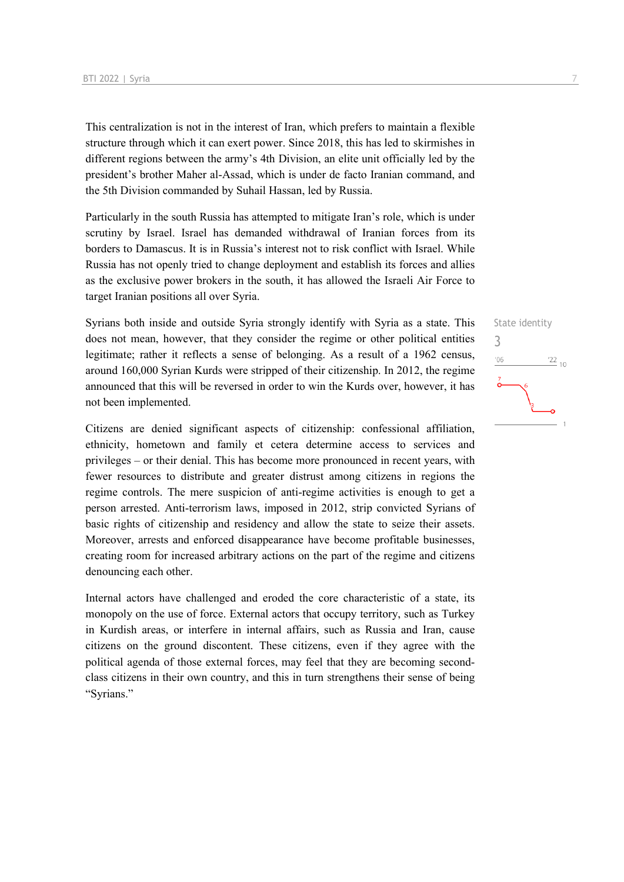This centralization is not in the interest of Iran, which prefers to maintain a flexible structure through which it can exert power. Since 2018, this has led to skirmishes in different regions between the army's 4th Division, an elite unit officially led by the president's brother Maher al-Assad, which is under de facto Iranian command, and the 5th Division commanded by Suhail Hassan, led by Russia.

Particularly in the south Russia has attempted to mitigate Iran's role, which is under scrutiny by Israel. Israel has demanded withdrawal of Iranian forces from its borders to Damascus. It is in Russia's interest not to risk conflict with Israel. While Russia has not openly tried to change deployment and establish its forces and allies as the exclusive power brokers in the south, it has allowed the Israeli Air Force to target Iranian positions all over Syria.

State identity

3

Syrians both inside and outside Syria strongly identify with Syria as a state. This does not mean, however, that they consider the regime or other political entities legitimate; rather it reflects a sense of belonging. As a result of a 1962 census, around 160,000 Syrian Kurds were stripped of their citizenship. In 2012, the regime announced that this will be reversed in order to win the Kurds over, however, it has not been implemented.

Citizens are denied significant aspects of citizenship: confessional affiliation, ethnicity, hometown and family et cetera determine access to services and privileges – or their denial. This has become more pronounced in recent years, with fewer resources to distribute and greater distrust among citizens in regions the regime controls. The mere suspicion of anti-regime activities is enough to get a person arrested. Anti-terrorism laws, imposed in 2012, strip convicted Syrians of basic rights of citizenship and residency and allow the state to seize their assets. Moreover, arrests and enforced disappearance have become profitable businesses, creating room for increased arbitrary actions on the part of the regime and citizens denouncing each other.

Internal actors have challenged and eroded the core characteristic of a state, its monopoly on the use of force. External actors that occupy territory, such as Turkey in Kurdish areas, or interfere in internal affairs, such as Russia and Iran, cause citizens on the ground discontent. These citizens, even if they agree with the political agenda of those external forces, may feel that they are becoming second-class citizens in their own country, and this in turn strengthens their sense of being "Syrians."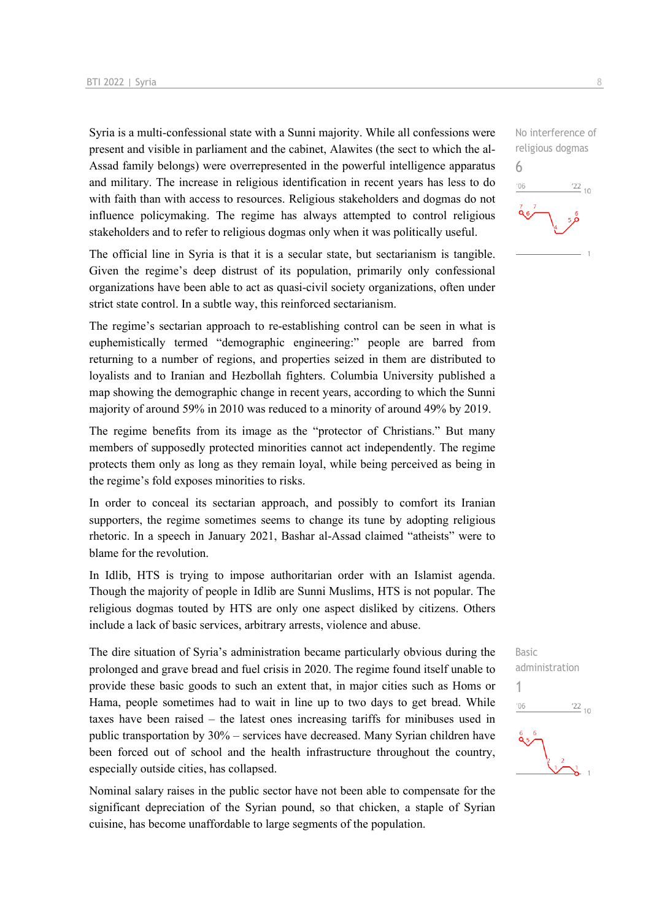Syria is a multi-confessional state with a Sunni majority. While all confessions were present and visible in parliament and the cabinet, Alawites (the sect to which the al-Assad family belongs) were overrepresented in the powerful intelligence apparatus and military. The increase in religious identification in recent years has less to do with faith than with access to resources. Religious stakeholders and dogmas do not influence policymaking. The regime has always attempted to control religious stakeholders and to refer to religious dogmas only when it was politically useful.

No interference of religious dogmas
6

The official line in Syria is that it is a secular state, but sectarianism is tangible. Given the regime's deep distrust of its population, primarily only confessional organizations have been able to act as quasi-civil society organizations, often under strict state control. In a subtle way, this reinforced sectarianism.

The regime's sectarian approach to re-establishing control can be seen in what is euphemistically termed "demographic engineering:" people are barred from returning to a number of regions, and properties seized in them are distributed to loyalists and to Iranian and Hezbollah fighters. Columbia University published a map showing the demographic change in recent years, according to which the Sunni majority of around 59% in 2010 was reduced to a minority of around 49% by 2019.

The regime benefits from its image as the "protector of Christians." But many members of supposedly protected minorities cannot act independently. The regime protects them only as long as they remain loyal, while being perceived as being in the regime's fold exposes minorities to risks.

In order to conceal its sectarian approach, and possibly to comfort its Iranian supporters, the regime sometimes seems to change its tune by adopting religious rhetoric. In a speech in January 2021, Bashar al-Assad claimed "atheists" were to blame for the revolution.

In Idlib, HTS is trying to impose authoritarian order with an Islamist agenda. Though the majority of people in Idlib are Sunni Muslims, HTS is not popular. The religious dogmas touted by HTS are only one aspect disliked by citizens. Others include a lack of basic services, arbitrary arrests, violence and abuse.

The dire situation of Syria's administration became particularly obvious during the prolonged and grave bread and fuel crisis in 2020. The regime found itself unable to provide these basic goods to such an extent that, in major cities such as Homs or Hama, people sometimes had to wait in line up to two days to get bread. While taxes have been raised – the latest ones increasing tariffs for minibuses used in public transportation by 30% – services have decreased. Many Syrian children have been forced out of school and the health infrastructure throughout the country, especially outside cities, has collapsed.

Basic administration
1

Nominal salary raises in the public sector have not been able to compensate for the significant depreciation of the Syrian pound, so that chicken, a staple of Syrian cuisine, has become unaffordable to large segments of the population.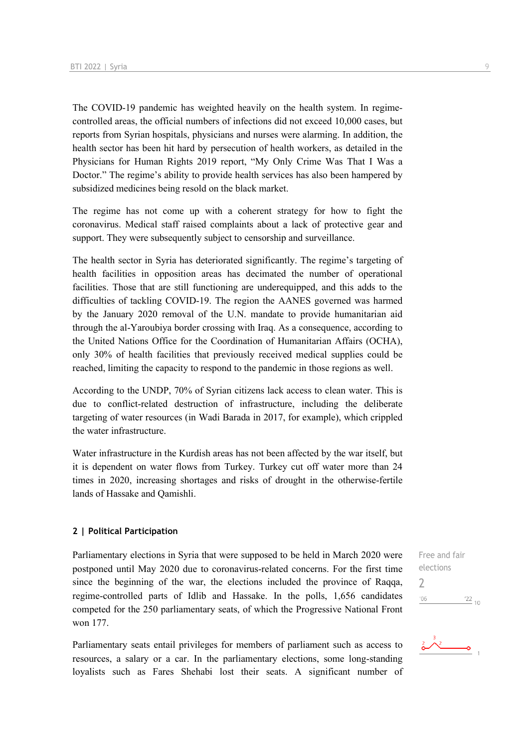The COVID-19 pandemic has weighted heavily on the health system. In regime-controlled areas, the official numbers of infections did not exceed 10,000 cases, but reports from Syrian hospitals, physicians and nurses were alarming. In addition, the health sector has been hit hard by persecution of health workers, as detailed in the Physicians for Human Rights 2019 report, “My Only Crime Was That I Was a Doctor.” The regime’s ability to provide health services has also been hampered by subsidized medicines being resold on the black market.

The regime has not come up with a coherent strategy for how to fight the coronavirus. Medical staff raised complaints about a lack of protective gear and support. They were subsequently subject to censorship and surveillance.

The health sector in Syria has deteriorated significantly. The regime’s targeting of health facilities in opposition areas has decimated the number of operational facilities. Those that are still functioning are underequipped, and this adds to the difficulties of tackling COVID-19. The region the AANES governed was harmed by the January 2020 removal of the U.N. mandate to provide humanitarian aid through the al-Yaroubiya border crossing with Iraq. As a consequence, according to the United Nations Office for the Coordination of Humanitarian Affairs (OCHA), only 30% of health facilities that previously received medical supplies could be reached, limiting the capacity to respond to the pandemic in those regions as well.

According to the UNDP, 70% of Syrian citizens lack access to clean water. This is due to conflict-related destruction of infrastructure, including the deliberate targeting of water resources (in Wadi Barada in 2017, for example), which crippled the water infrastructure.

Water infrastructure in the Kurdish areas has not been affected by the war itself, but it is dependent on water flows from Turkey. Turkey cut off water more than 24 times in 2020, increasing shortages and risks of drought in the otherwise-fertile lands of Hassake and Qamishli.

## 2 | Political Participation

Free and fair elections
2

Parliamentary elections in Syria that were supposed to be held in March 2020 were postponed until May 2020 due to coronavirus-related concerns. For the first time since the beginning of the war, the elections included the province of Raqqa, regime-controlled parts of Idlib and Hassake. In the polls, 1,656 candidates competed for the 250 parliamentary seats, of which the Progressive National Front won 177.

Parliamentary seats entail privileges for members of parliament such as access to resources, a salary or a car. In the parliamentary elections, some long-standing loyalists such as Fares Shehabi lost their seats. A significant number of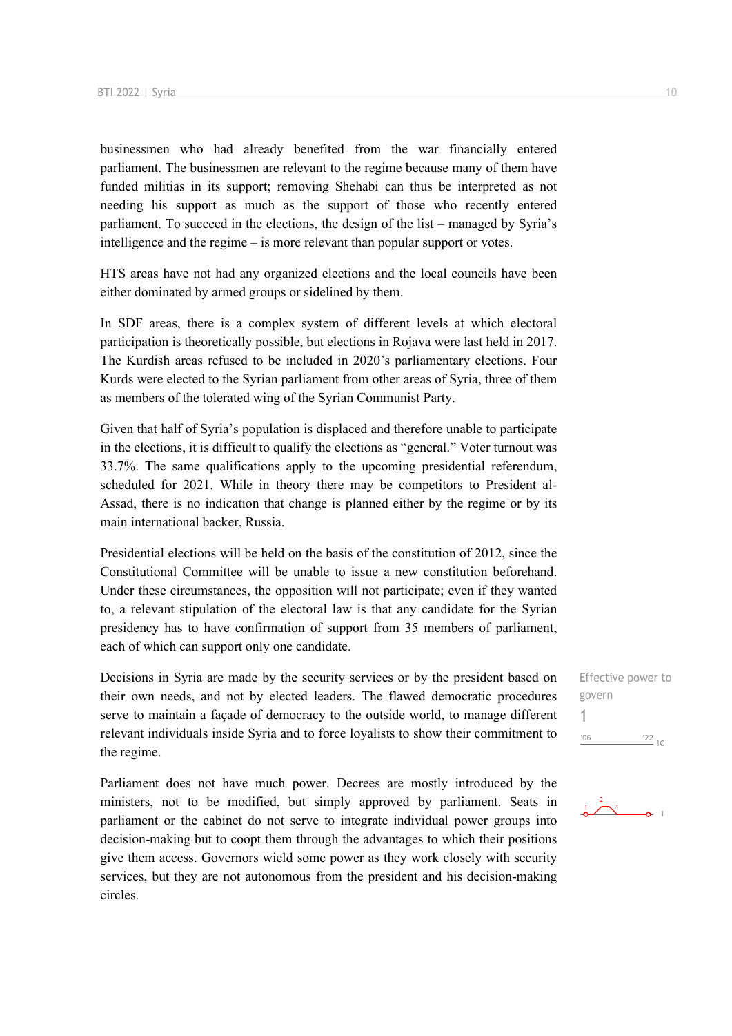businessmen who had already benefited from the war financially entered parliament. The businessmen are relevant to the regime because many of them have funded militias in its support; removing Shehabi can thus be interpreted as not needing his support as much as the support of those who recently entered parliament. To succeed in the elections, the design of the list – managed by Syria's intelligence and the regime – is more relevant than popular support or votes.

HTS areas have not had any organized elections and the local councils have been either dominated by armed groups or sidelined by them.

In SDF areas, there is a complex system of different levels at which electoral participation is theoretically possible, but elections in Rojava were last held in 2017. The Kurdish areas refused to be included in 2020's parliamentary elections. Four Kurds were elected to the Syrian parliament from other areas of Syria, three of them as members of the tolerated wing of the Syrian Communist Party.

Given that half of Syria's population is displaced and therefore unable to participate in the elections, it is difficult to qualify the elections as "general." Voter turnout was 33.7%. The same qualifications apply to the upcoming presidential referendum, scheduled for 2021. While in theory there may be competitors to President al-Assad, there is no indication that change is planned either by the regime or by its main international backer, Russia.

Presidential elections will be held on the basis of the constitution of 2012, since the Constitutional Committee will be unable to issue a new constitution beforehand. Under these circumstances, the opposition will not participate; even if they wanted to, a relevant stipulation of the electoral law is that any candidate for the Syrian presidency has to have confirmation of support from 35 members of parliament, each of which can support only one candidate.

Effective power to govern

1

'06 '22 10

Decisions in Syria are made by the security services or by the president based on their own needs, and not by elected leaders. The flawed democratic procedures serve to maintain a façade of democracy to the outside world, to manage different relevant individuals inside Syria and to force loyalists to show their commitment to the regime.

Parliament does not have much power. Decrees are mostly introduced by the ministers, not to be modified, but simply approved by parliament. Seats in parliament or the cabinet do not serve to integrate individual power groups into decision-making but to coopt them through the advantages to which their positions give them access. Governors wield some power as they work closely with security services, but they are not autonomous from the president and his decision-making circles.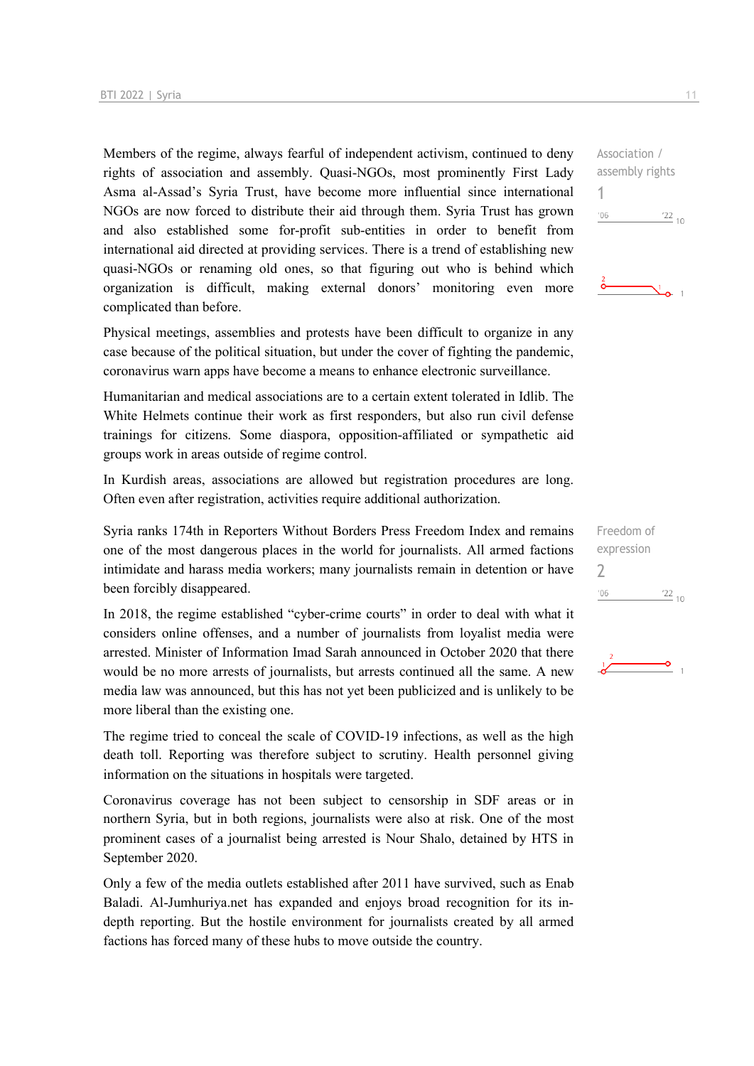Members of the regime, always fearful of independent activism, continued to deny rights of association and assembly. Quasi-NGOs, most prominently First Lady Asma al-Assad's Syria Trust, have become more influential since international NGOs are now forced to distribute their aid through them. Syria Trust has grown and also established some for-profit sub-entities in order to benefit from international aid directed at providing services. There is a trend of establishing new quasi-NGOs or renaming old ones, so that figuring out who is behind which organization is difficult, making external donors' monitoring even more complicated than before.

Association / assembly rights
1

Physical meetings, assemblies and protests have been difficult to organize in any case because of the political situation, but under the cover of fighting the pandemic, coronavirus warn apps have become a means to enhance electronic surveillance.

Humanitarian and medical associations are to a certain extent tolerated in Idlib. The White Helmets continue their work as first responders, but also run civil defense trainings for citizens. Some diaspora, opposition-affiliated or sympathetic aid groups work in areas outside of regime control.

In Kurdish areas, associations are allowed but registration procedures are long. Often even after registration, activities require additional authorization.

Syria ranks 174th in Reporters Without Borders Press Freedom Index and remains one of the most dangerous places in the world for journalists. All armed factions intimidate and harass media workers; many journalists remain in detention or have been forcibly disappeared.

Freedom of expression
2

In 2018, the regime established "cyber-crime courts" in order to deal with what it considers online offenses, and a number of journalists from loyalist media were arrested. Minister of Information Imad Sarah announced in October 2020 that there would be no more arrests of journalists, but arrests continued all the same. A new media law was announced, but this has not yet been publicized and is unlikely to be more liberal than the existing one.

The regime tried to conceal the scale of COVID-19 infections, as well as the high death toll. Reporting was therefore subject to scrutiny. Health personnel giving information on the situations in hospitals were targeted.

Coronavirus coverage has not been subject to censorship in SDF areas or in northern Syria, but in both regions, journalists were also at risk. One of the most prominent cases of a journalist being arrested is Nour Shalo, detained by HTS in September 2020.

Only a few of the media outlets established after 2011 have survived, such as Enab Baladi. Al-Jumhuriya.net has expanded and enjoys broad recognition for its in-depth reporting. But the hostile environment for journalists created by all armed factions has forced many of these hubs to move outside the country.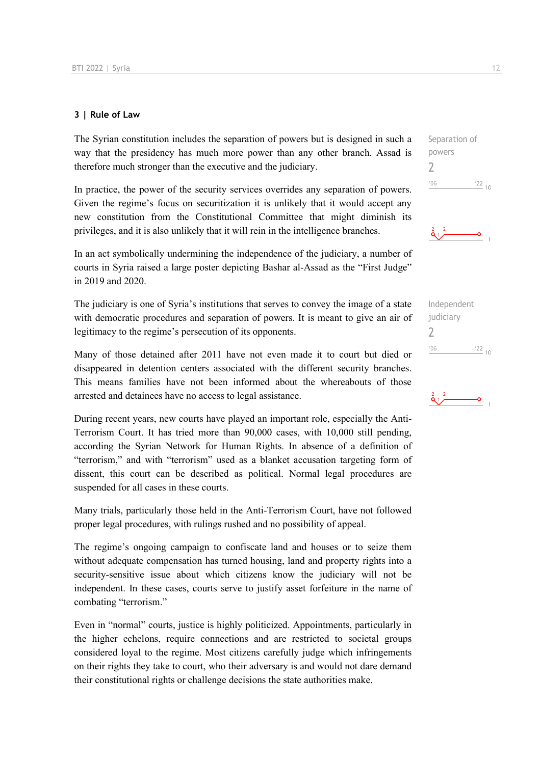## 3 | Rule of Law

The Syrian constitution includes the separation of powers but is designed in such a way that the presidency has much more power than any other branch. Assad is therefore much stronger than the executive and the judiciary.

Separation of powers
2

In practice, the power of the security services overrides any separation of powers. Given the regime's focus on securitization it is unlikely that it would accept any new constitution from the Constitutional Committee that might diminish its privileges, and it is also unlikely that it will rein in the intelligence branches.

In an act symbolically undermining the independence of the judiciary, a number of courts in Syria raised a large poster depicting Bashar al-Assad as the "First Judge" in 2019 and 2020.

The judiciary is one of Syria's institutions that serves to convey the image of a state with democratic procedures and separation of powers. It is meant to give an air of legitimacy to the regime's persecution of its opponents.

Independent judiciary
2

Many of those detained after 2011 have not even made it to court but died or disappeared in detention centers associated with the different security branches. This means families have not been informed about the whereabouts of those arrested and detainees have no access to legal assistance.

During recent years, new courts have played an important role, especially the Anti-Terrorism Court. It has tried more than 90,000 cases, with 10,000 still pending, according the Syrian Network for Human Rights. In absence of a definition of "terrorism," and with "terrorism" used as a blanket accusation targeting form of dissent, this court can be described as political. Normal legal procedures are suspended for all cases in these courts.

Many trials, particularly those held in the Anti-Terrorism Court, have not followed proper legal procedures, with rulings rushed and no possibility of appeal.

The regime's ongoing campaign to confiscate land and houses or to seize them without adequate compensation has turned housing, land and property rights into a security-sensitive issue about which citizens know the judiciary will not be independent. In these cases, courts serve to justify asset forfeiture in the name of combating "terrorism."

Even in "normal" courts, justice is highly politicized. Appointments, particularly in the higher echelons, require connections and are restricted to societal groups considered loyal to the regime. Most citizens carefully judge which infringements on their rights they take to court, who their adversary is and would not dare demand their constitutional rights or challenge decisions the state authorities make.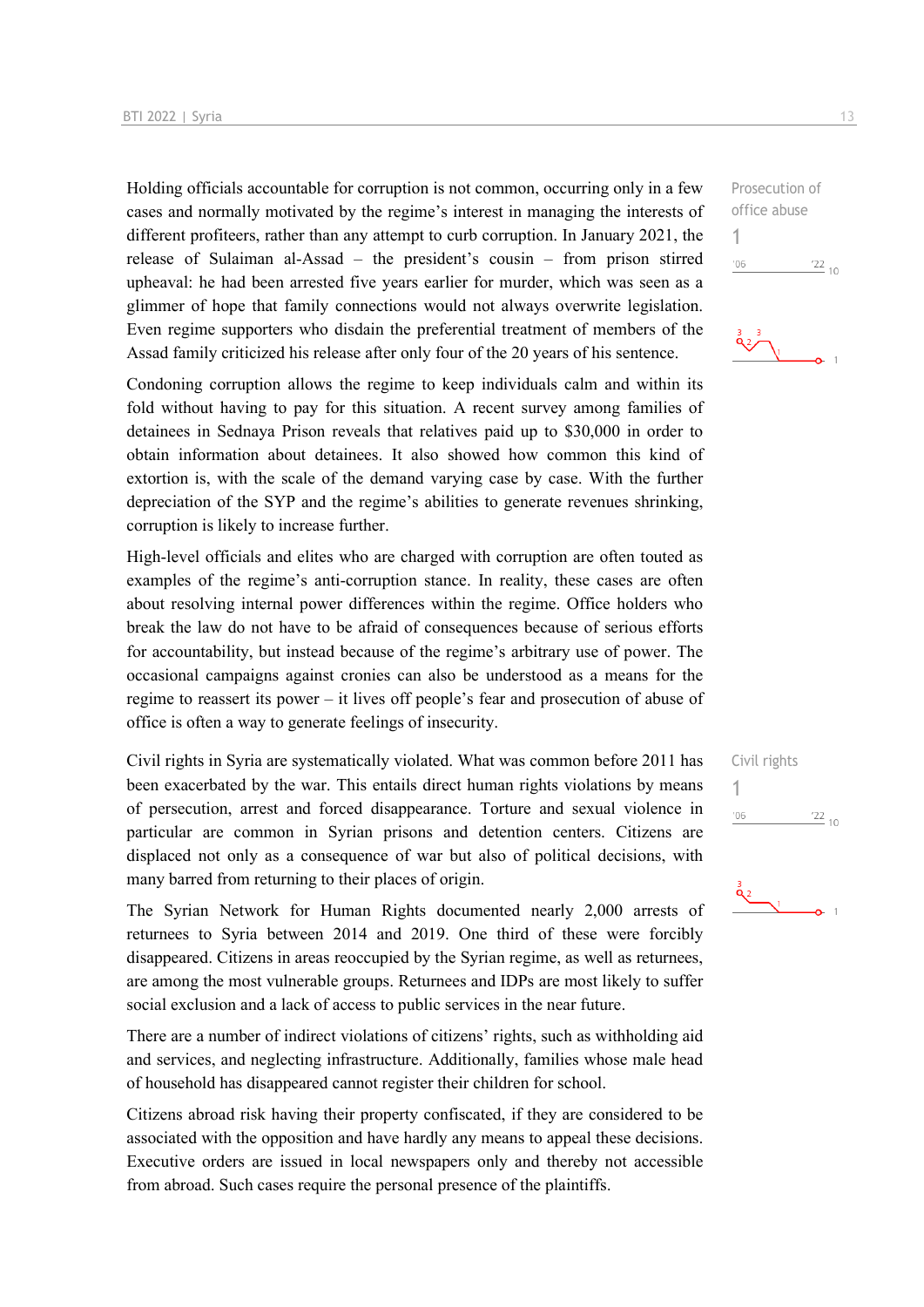Holding officials accountable for corruption is not common, occurring only in a few cases and normally motivated by the regime's interest in managing the interests of different profiteers, rather than any attempt to curb corruption. In January 2021, the release of Sulaiman al-Assad – the president's cousin – from prison stirred upheaval: he had been arrested five years earlier for murder, which was seen as a glimmer of hope that family connections would not always overwrite legislation. Even regime supporters who disdain the preferential treatment of members of the Assad family criticized his release after only four of the 20 years of his sentence.

Prosecution of office abuse

1

Condoning corruption allows the regime to keep individuals calm and within its fold without having to pay for this situation. A recent survey among families of detainees in Sednaya Prison reveals that relatives paid up to $30,000 in order to obtain information about detainees. It also showed how common this kind of extortion is, with the scale of the demand varying case by case. With the further depreciation of the SYP and the regime's abilities to generate revenues shrinking, corruption is likely to increase further.

High-level officials and elites who are charged with corruption are often touted as examples of the regime's anti-corruption stance. In reality, these cases are often about resolving internal power differences within the regime. Office holders who break the law do not have to be afraid of consequences because of serious efforts for accountability, but instead because of the regime's arbitrary use of power. The occasional campaigns against cronies can also be understood as a means for the regime to reassert its power – it lives off people's fear and prosecution of abuse of office is often a way to generate feelings of insecurity.

Civil rights

1

Civil rights in Syria are systematically violated. What was common before 2011 has been exacerbated by the war. This entails direct human rights violations by means of persecution, arrest and forced disappearance. Torture and sexual violence in particular are common in Syrian prisons and detention centers. Citizens are displaced not only as a consequence of war but also of political decisions, with many barred from returning to their places of origin.

The Syrian Network for Human Rights documented nearly 2,000 arrests of returnees to Syria between 2014 and 2019. One third of these were forcibly disappeared. Citizens in areas reoccupied by the Syrian regime, as well as returnees, are among the most vulnerable groups. Returnees and IDPs are most likely to suffer social exclusion and a lack of access to public services in the near future.

There are a number of indirect violations of citizens' rights, such as withholding aid and services, and neglecting infrastructure. Additionally, families whose male head of household has disappeared cannot register their children for school.

Citizens abroad risk having their property confiscated, if they are considered to be associated with the opposition and have hardly any means to appeal these decisions. Executive orders are issued in local newspapers only and thereby not accessible from abroad. Such cases require the personal presence of the plaintiffs.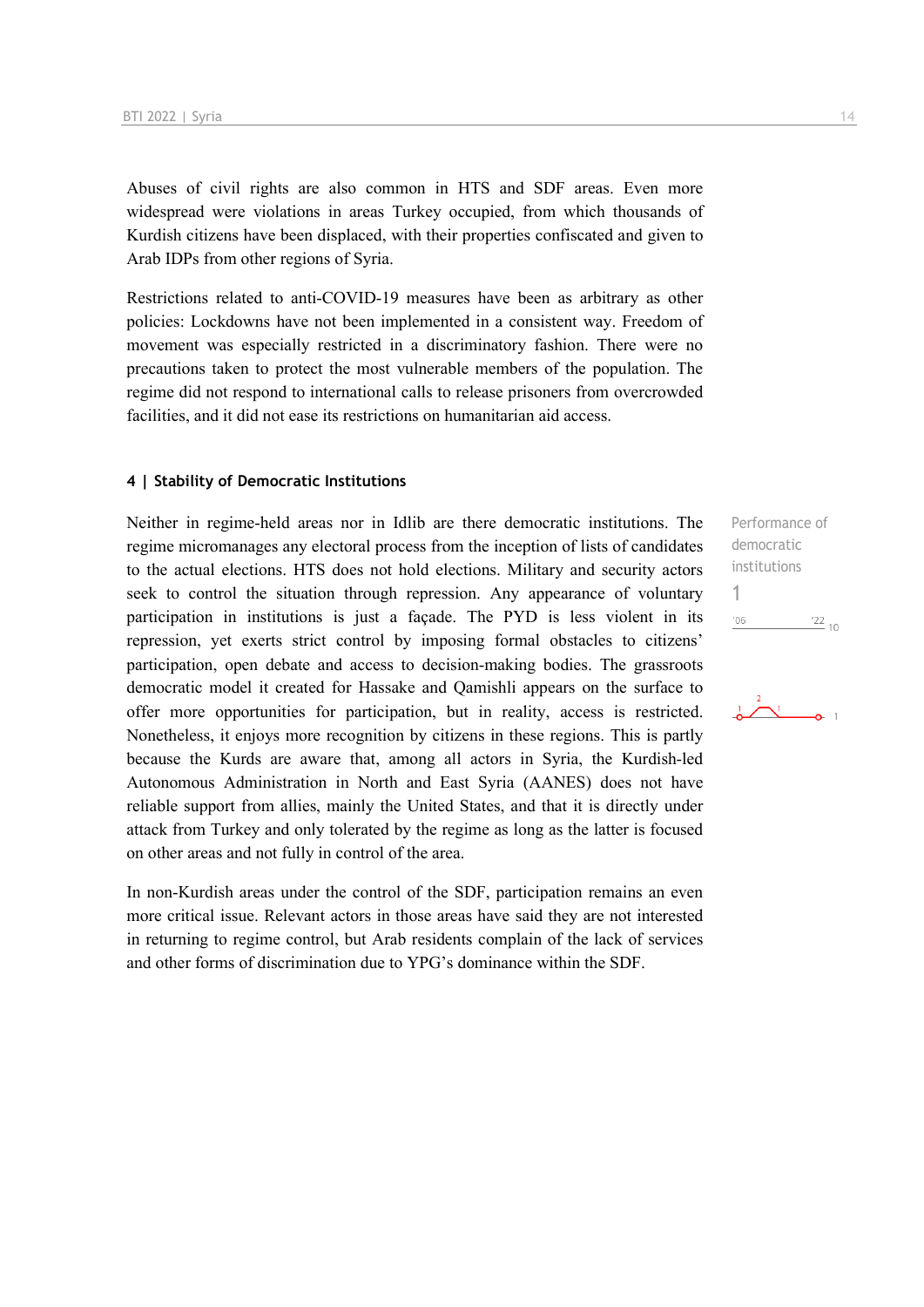Abuses of civil rights are also common in HTS and SDF areas. Even more widespread were violations in areas Turkey occupied, from which thousands of Kurdish citizens have been displaced, with their properties confiscated and given to Arab IDPs from other regions of Syria.

Restrictions related to anti-COVID-19 measures have been as arbitrary as other policies: Lockdowns have not been implemented in a consistent way. Freedom of movement was especially restricted in a discriminatory fashion. There were no precautions taken to protect the most vulnerable members of the population. The regime did not respond to international calls to release prisoners from overcrowded facilities, and it did not ease its restrictions on humanitarian aid access.

#### 4 | Stability of Democratic Institutions

Performance of democratic institutions
1

Neither in regime-held areas nor in Idlib are there democratic institutions. The regime micromanages any electoral process from the inception of lists of candidates to the actual elections. HTS does not hold elections. Military and security actors seek to control the situation through repression. Any appearance of voluntary participation in institutions is just a façade. The PYD is less violent in its repression, yet exerts strict control by imposing formal obstacles to citizens' participation, open debate and access to decision-making bodies. The grassroots democratic model it created for Hassake and Qamishli appears on the surface to offer more opportunities for participation, but in reality, access is restricted. Nonetheless, it enjoys more recognition by citizens in these regions. This is partly because the Kurds are aware that, among all actors in Syria, the Kurdish-led Autonomous Administration in North and East Syria (AANES) does not have reliable support from allies, mainly the United States, and that it is directly under attack from Turkey and only tolerated by the regime as long as the latter is focused on other areas and not fully in control of the area.

In non-Kurdish areas under the control of the SDF, participation remains an even more critical issue. Relevant actors in those areas have said they are not interested in returning to regime control, but Arab residents complain of the lack of services and other forms of discrimination due to YPG's dominance within the SDF.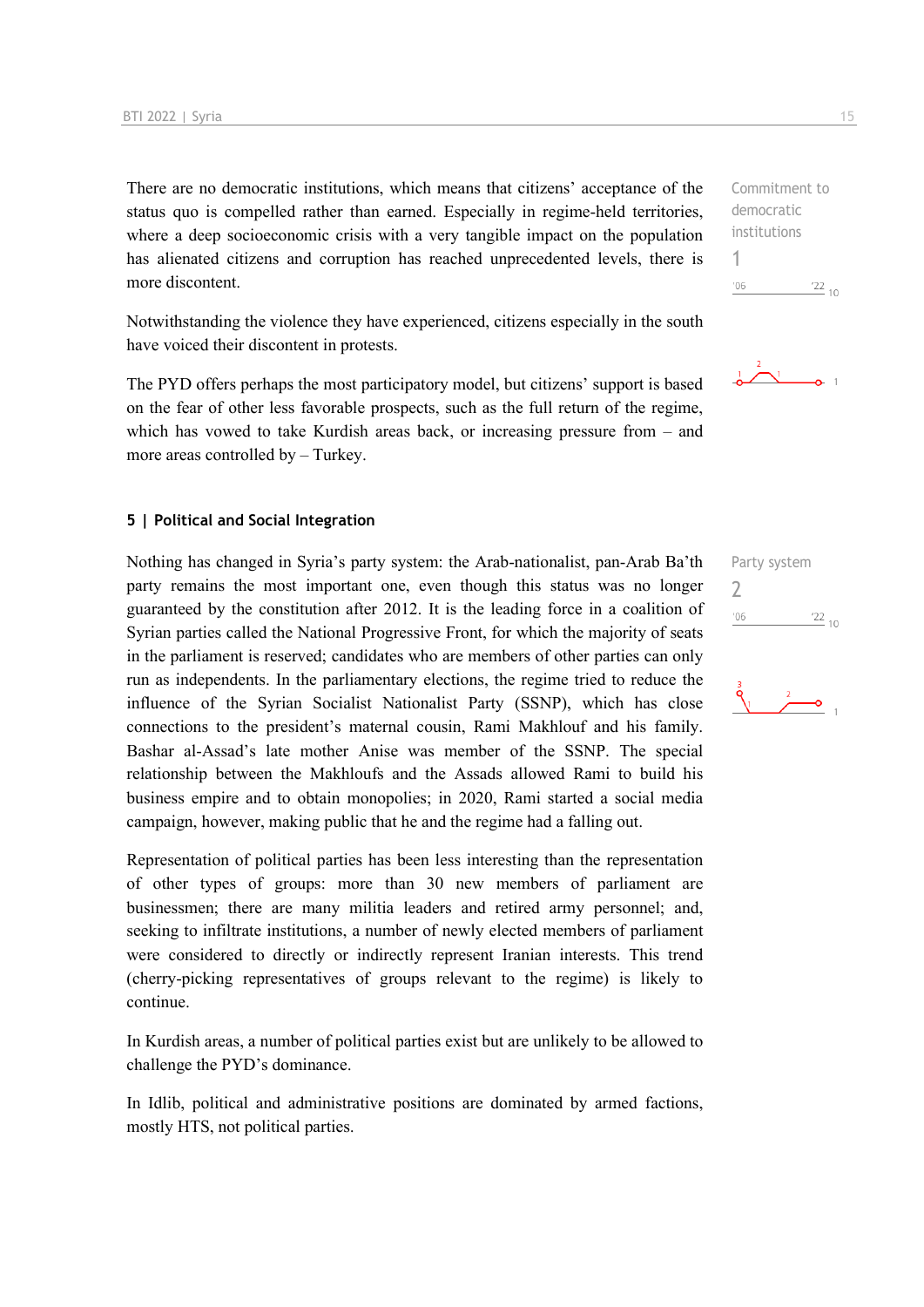There are no democratic institutions, which means that citizens' acceptance of the status quo is compelled rather than earned. Especially in regime-held territories, where a deep socioeconomic crisis with a very tangible impact on the population has alienated citizens and corruption has reached unprecedented levels, there is more discontent.

Commitment to democratic institutions
1

Notwithstanding the violence they have experienced, citizens especially in the south have voiced their discontent in protests.

The PYD offers perhaps the most participatory model, but citizens' support is based on the fear of other less favorable prospects, such as the full return of the regime, which has vowed to take Kurdish areas back, or increasing pressure from – and more areas controlled by – Turkey.

## 5 | Political and Social Integration

Party system
2

Nothing has changed in Syria's party system: the Arab-nationalist, pan-Arab Ba'th party remains the most important one, even though this status was no longer guaranteed by the constitution after 2012. It is the leading force in a coalition of Syrian parties called the National Progressive Front, for which the majority of seats in the parliament is reserved; candidates who are members of other parties can only run as independents. In the parliamentary elections, the regime tried to reduce the influence of the Syrian Socialist Nationalist Party (SSNP), which has close connections to the president's maternal cousin, Rami Makhlouf and his family. Bashar al-Assad's late mother Anise was member of the SSNP. The special relationship between the Makhloufs and the Assads allowed Rami to build his business empire and to obtain monopolies; in 2020, Rami started a social media campaign, however, making public that he and the regime had a falling out.

Representation of political parties has been less interesting than the representation of other types of groups: more than 30 new members of parliament are businessmen; there are many militia leaders and retired army personnel; and, seeking to infiltrate institutions, a number of newly elected members of parliament were considered to directly or indirectly represent Iranian interests. This trend (cherry-picking representatives of groups relevant to the regime) is likely to continue.

In Kurdish areas, a number of political parties exist but are unlikely to be allowed to challenge the PYD's dominance.

In Idlib, political and administrative positions are dominated by armed factions, mostly HTS, not political parties.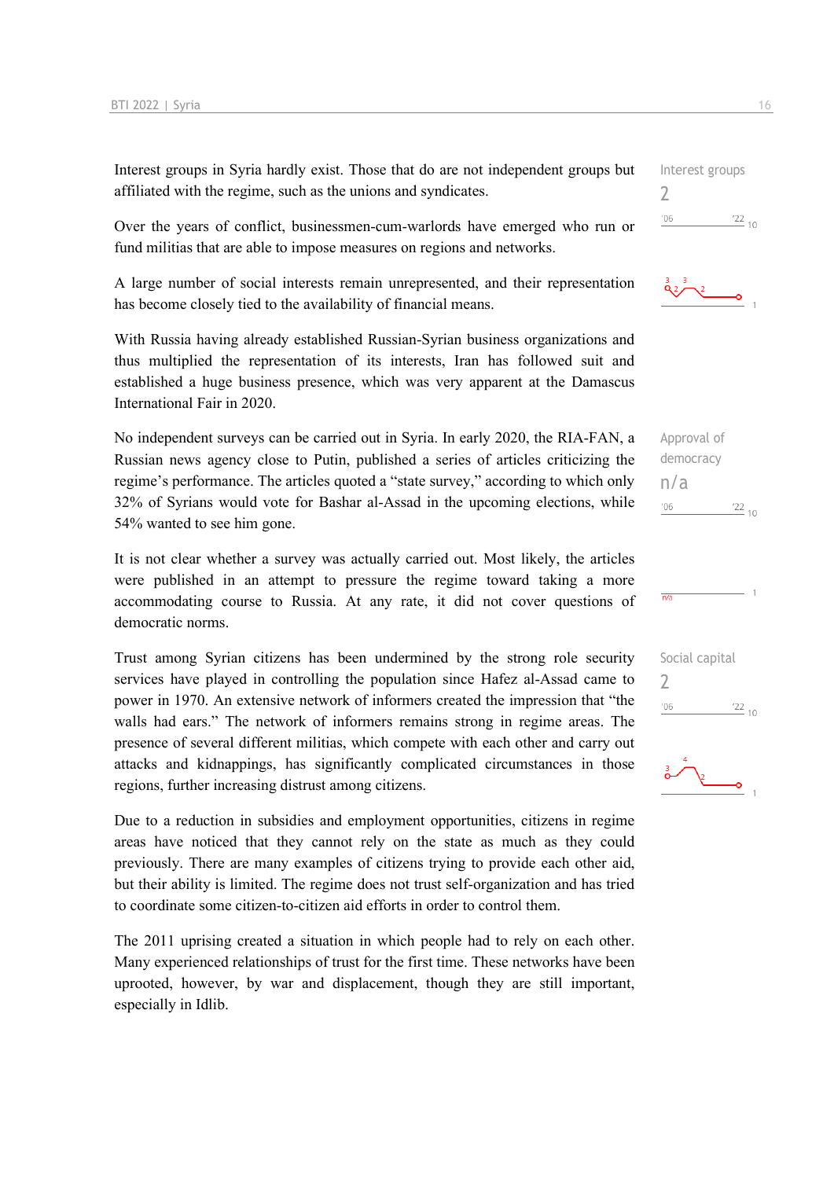Interest groups in Syria hardly exist. Those that do are not independent groups but affiliated with the regime, such as the unions and syndicates.

Interest groups
2

Over the years of conflict, businessmen-cum-warlords have emerged who run or fund militias that are able to impose measures on regions and networks.

A large number of social interests remain unrepresented, and their representation has become closely tied to the availability of financial means.

With Russia having already established Russian-Syrian business organizations and thus multiplied the representation of its interests, Iran has followed suit and established a huge business presence, which was very apparent at the Damascus International Fair in 2020.

No independent surveys can be carried out in Syria. In early 2020, the RIA-FAN, a Russian news agency close to Putin, published a series of articles criticizing the regime's performance. The articles quoted a "state survey," according to which only 32% of Syrians would vote for Bashar al-Assad in the upcoming elections, while 54% wanted to see him gone.

Approval of democracy
n/a

It is not clear whether a survey was actually carried out. Most likely, the articles were published in an attempt to pressure the regime toward taking a more accommodating course to Russia. At any rate, it did not cover questions of democratic norms.

Trust among Syrian citizens has been undermined by the strong role security services have played in controlling the population since Hafez al-Assad came to power in 1970. An extensive network of informers created the impression that "the walls had ears." The network of informers remains strong in regime areas. The presence of several different militias, which compete with each other and carry out attacks and kidnappings, has significantly complicated circumstances in those regions, further increasing distrust among citizens.

Social capital
2

Due to a reduction in subsidies and employment opportunities, citizens in regime areas have noticed that they cannot rely on the state as much as they could previously. There are many examples of citizens trying to provide each other aid, but their ability is limited. The regime does not trust self-organization and has tried to coordinate some citizen-to-citizen aid efforts in order to control them.

The 2011 uprising created a situation in which people had to rely on each other. Many experienced relationships of trust for the first time. These networks have been uprooted, however, by war and displacement, though they are still important, especially in Idlib.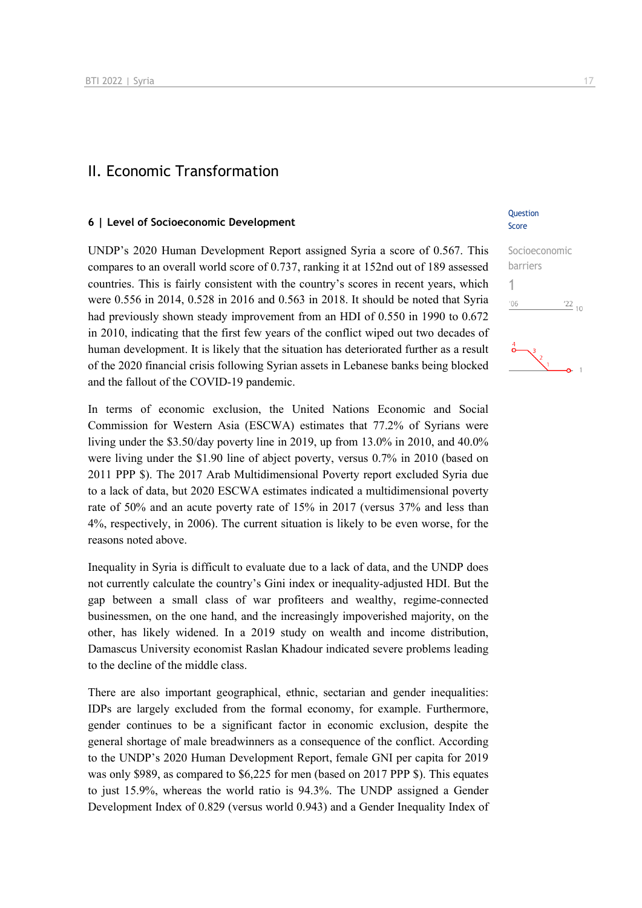# II. Economic Transformation

## 6 | Level of Socioeconomic Development

Question Score

Socioeconomic barriers

1

UNDP's 2020 Human Development Report assigned Syria a score of 0.567. This compares to an overall world score of 0.737, ranking it at 152nd out of 189 assessed countries. This is fairly consistent with the country's scores in recent years, which were 0.556 in 2014, 0.528 in 2016 and 0.563 in 2018. It should be noted that Syria had previously shown steady improvement from an HDI of 0.550 in 1990 to 0.672 in 2010, indicating that the first few years of the conflict wiped out two decades of human development. It is likely that the situation has deteriorated further as a result of the 2020 financial crisis following Syrian assets in Lebanese banks being blocked and the fallout of the COVID-19 pandemic.

In terms of economic exclusion, the United Nations Economic and Social Commission for Western Asia (ESCWA) estimates that 77.2% of Syrians were living under the $3.50/day poverty line in 2019, up from 13.0% in 2010, and 40.0% were living under the $1.90 line of abject poverty, versus 0.7% in 2010 (based on 2011 PPP $). The 2017 Arab Multidimensional Poverty report excluded Syria due to a lack of data, but 2020 ESCWA estimates indicated a multidimensional poverty rate of 50% and an acute poverty rate of 15% in 2017 (versus 37% and less than 4%, respectively, in 2006). The current situation is likely to be even worse, for the reasons noted above.

Inequality in Syria is difficult to evaluate due to a lack of data, and the UNDP does not currently calculate the country's Gini index or inequality-adjusted HDI. But the gap between a small class of war profiteers and wealthy, regime-connected businessmen, on the one hand, and the increasingly impoverished majority, on the other, has likely widened. In a 2019 study on wealth and income distribution, Damascus University economist Raslan Khadour indicated severe problems leading to the decline of the middle class.

There are also important geographical, ethnic, sectarian and gender inequalities: IDPs are largely excluded from the formal economy, for example. Furthermore, gender continues to be a significant factor in economic exclusion, despite the general shortage of male breadwinners as a consequence of the conflict. According to the UNDP's 2020 Human Development Report, female GNI per capita for 2019 was only $989, as compared to $6,225 for men (based on 2017 PPP $). This equates to just 15.9%, whereas the world ratio is 94.3%. The UNDP assigned a Gender Development Index of 0.829 (versus world 0.943) and a Gender Inequality Index of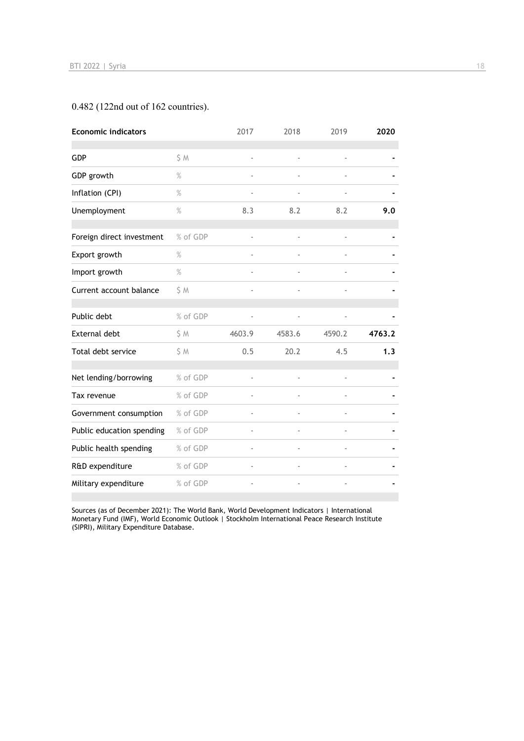0.482 (122nd out of 162 countries).

| Economic indicators | | 2017 | 2018 | 2019 | 2020 |
|---|---|---|---|---|---|
| GDP | $ M | - | - | - | - |
| GDP growth | % | - | - | - | - |
| Inflation (CPI) | % | - | - | - | - |
| Unemployment | % | 8.3 | 8.2 | 8.2 | **9.0** |
| Foreign direct investment | % of GDP | - | - | - | - |
| Export growth | % | - | - | - | - |
| Import growth | % | - | - | - | - |
| Current account balance | $ M | - | - | - | - |
| Public debt | % of GDP | - | - | - | - |
| External debt | $ M | 4603.9 | 4583.6 | 4590.2 | **4763.2** |
| Total debt service | $ M | 0.5 | 20.2 | 4.5 | **1.3** |
| Net lending/borrowing | % of GDP | - | - | - | - |
| Tax revenue | % of GDP | - | - | - | - |
| Government consumption | % of GDP | - | - | - | - |
| Public education spending | % of GDP | - | - | - | - |
| Public health spending | % of GDP | - | - | - | - |
| R&D expenditure | % of GDP | - | - | - | - |
| Military expenditure | % of GDP | - | - | - | - |

Sources (as of December 2021): The World Bank, World Development Indicators | International Monetary Fund (IMF), World Economic Outlook | Stockholm International Peace Research Institute (SIPRI), Military Expenditure Database.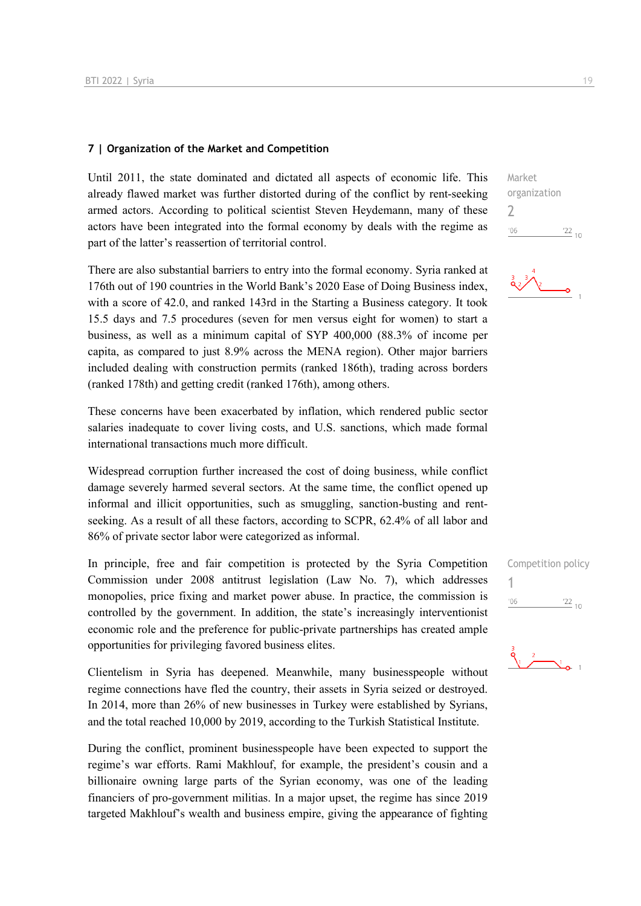### 7 | Organization of the Market and Competition

Market organization
2

Until 2011, the state dominated and dictated all aspects of economic life. This already flawed market was further distorted during of the conflict by rent-seeking armed actors. According to political scientist Steven Heydemann, many of these actors have been integrated into the formal economy by deals with the regime as part of the latter's reassertion of territorial control.

There are also substantial barriers to entry into the formal economy. Syria ranked at 176th out of 190 countries in the World Bank's 2020 Ease of Doing Business index, with a score of 42.0, and ranked 143rd in the Starting a Business category. It took 15.5 days and 7.5 procedures (seven for men versus eight for women) to start a business, as well as a minimum capital of SYP 400,000 (88.3% of income per capita, as compared to just 8.9% across the MENA region). Other major barriers included dealing with construction permits (ranked 186th), trading across borders (ranked 178th) and getting credit (ranked 176th), among others.

These concerns have been exacerbated by inflation, which rendered public sector salaries inadequate to cover living costs, and U.S. sanctions, which made formal international transactions much more difficult.

Widespread corruption further increased the cost of doing business, while conflict damage severely harmed several sectors. At the same time, the conflict opened up informal and illicit opportunities, such as smuggling, sanction-busting and rent-seeking. As a result of all these factors, according to SCPR, 62.4% of all labor and 86% of private sector labor were categorized as informal.

Competition policy
1

In principle, free and fair competition is protected by the Syria Competition Commission under 2008 antitrust legislation (Law No. 7), which addresses monopolies, price fixing and market power abuse. In practice, the commission is controlled by the government. In addition, the state's increasingly interventionist economic role and the preference for public-private partnerships has created ample opportunities for privileging favored business elites.

Clientelism in Syria has deepened. Meanwhile, many businesspeople without regime connections have fled the country, their assets in Syria seized or destroyed. In 2014, more than 26% of new businesses in Turkey were established by Syrians, and the total reached 10,000 by 2019, according to the Turkish Statistical Institute.

During the conflict, prominent businesspeople have been expected to support the regime's war efforts. Rami Makhlouf, for example, the president's cousin and a billionaire owning large parts of the Syrian economy, was one of the leading financiers of pro-government militias. In a major upset, the regime has since 2019 targeted Makhlouf's wealth and business empire, giving the appearance of fighting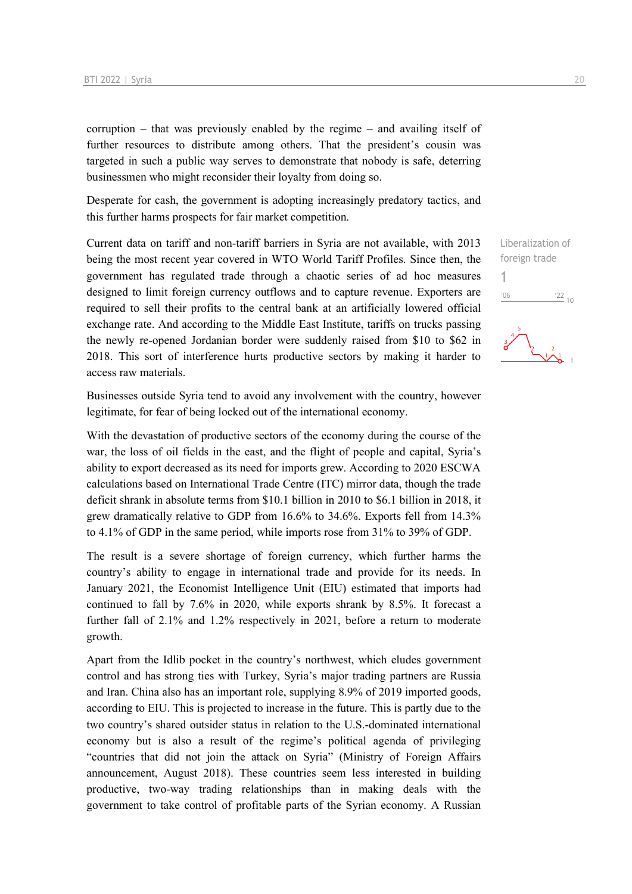corruption – that was previously enabled by the regime – and availing itself of further resources to distribute among others. That the president's cousin was targeted in such a public way serves to demonstrate that nobody is safe, deterring businessmen who might reconsider their loyalty from doing so.

Desperate for cash, the government is adopting increasingly predatory tactics, and this further harms prospects for fair market competition.

Liberalization of foreign trade
1

Current data on tariff and non-tariff barriers in Syria are not available, with 2013 being the most recent year covered in WTO World Tariff Profiles. Since then, the government has regulated trade through a chaotic series of ad hoc measures designed to limit foreign currency outflows and to capture revenue. Exporters are required to sell their profits to the central bank at an artificially lowered official exchange rate. And according to the Middle East Institute, tariffs on trucks passing the newly re-opened Jordanian border were suddenly raised from $10 to $62 in 2018. This sort of interference hurts productive sectors by making it harder to access raw materials.

Businesses outside Syria tend to avoid any involvement with the country, however legitimate, for fear of being locked out of the international economy.

With the devastation of productive sectors of the economy during the course of the war, the loss of oil fields in the east, and the flight of people and capital, Syria's ability to export decreased as its need for imports grew. According to 2020 ESCWA calculations based on International Trade Centre (ITC) mirror data, though the trade deficit shrank in absolute terms from $10.1 billion in 2010 to $6.1 billion in 2018, it grew dramatically relative to GDP from 16.6% to 34.6%. Exports fell from 14.3% to 4.1% of GDP in the same period, while imports rose from 31% to 39% of GDP.

The result is a severe shortage of foreign currency, which further harms the country's ability to engage in international trade and provide for its needs. In January 2021, the Economist Intelligence Unit (EIU) estimated that imports had continued to fall by 7.6% in 2020, while exports shrank by 8.5%. It forecast a further fall of 2.1% and 1.2% respectively in 2021, before a return to moderate growth.

Apart from the Idlib pocket in the country's northwest, which eludes government control and has strong ties with Turkey, Syria's major trading partners are Russia and Iran. China also has an important role, supplying 8.9% of 2019 imported goods, according to EIU. This is projected to increase in the future. This is partly due to the two country's shared outsider status in relation to the U.S.-dominated international economy but is also a result of the regime's political agenda of privileging "countries that did not join the attack on Syria" (Ministry of Foreign Affairs announcement, August 2018). These countries seem less interested in building productive, two-way trading relationships than in making deals with the government to take control of profitable parts of the Syrian economy. A Russian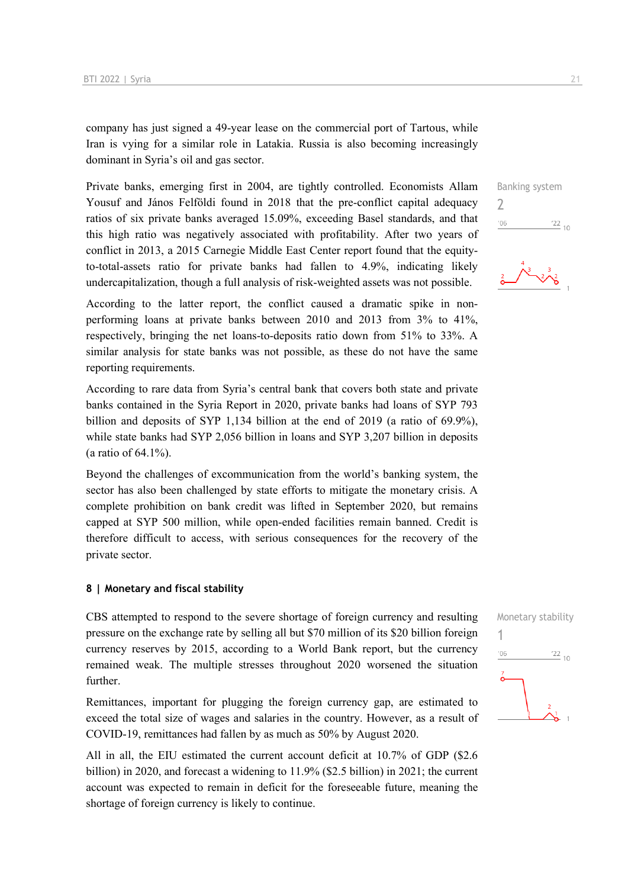company has just signed a 49-year lease on the commercial port of Tartous, while Iran is vying for a similar role in Latakia. Russia is also becoming increasingly dominant in Syria's oil and gas sector.

Banking system
2

Private banks, emerging first in 2004, are tightly controlled. Economists Allam Yousuf and János Felföldi found in 2018 that the pre-conflict capital adequacy ratios of six private banks averaged 15.09%, exceeding Basel standards, and that this high ratio was negatively associated with profitability. After two years of conflict in 2013, a 2015 Carnegie Middle East Center report found that the equity-to-total-assets ratio for private banks had fallen to 4.9%, indicating likely undercapitalization, though a full analysis of risk-weighted assets was not possible.

According to the latter report, the conflict caused a dramatic spike in non-performing loans at private banks between 2010 and 2013 from 3% to 41%, respectively, bringing the net loans-to-deposits ratio down from 51% to 33%. A similar analysis for state banks was not possible, as these do not have the same reporting requirements.

According to rare data from Syria's central bank that covers both state and private banks contained in the Syria Report in 2020, private banks had loans of SYP 793 billion and deposits of SYP 1,134 billion at the end of 2019 (a ratio of 69.9%), while state banks had SYP 2,056 billion in loans and SYP 3,207 billion in deposits (a ratio of 64.1%).

Beyond the challenges of excommunication from the world's banking system, the sector has also been challenged by state efforts to mitigate the monetary crisis. A complete prohibition on bank credit was lifted in September 2020, but remains capped at SYP 500 million, while open-ended facilities remain banned. Credit is therefore difficult to access, with serious consequences for the recovery of the private sector.

## 8 | Monetary and fiscal stability

Monetary stability
1

CBS attempted to respond to the severe shortage of foreign currency and resulting pressure on the exchange rate by selling all but $70 million of its $20 billion foreign currency reserves by 2015, according to a World Bank report, but the currency remained weak. The multiple stresses throughout 2020 worsened the situation further.

Remittances, important for plugging the foreign currency gap, are estimated to exceed the total size of wages and salaries in the country. However, as a result of COVID-19, remittances had fallen by as much as 50% by August 2020.

All in all, the EIU estimated the current account deficit at 10.7% of GDP ($2.6 billion) in 2020, and forecast a widening to 11.9% ($2.5 billion) in 2021; the current account was expected to remain in deficit for the foreseeable future, meaning the shortage of foreign currency is likely to continue.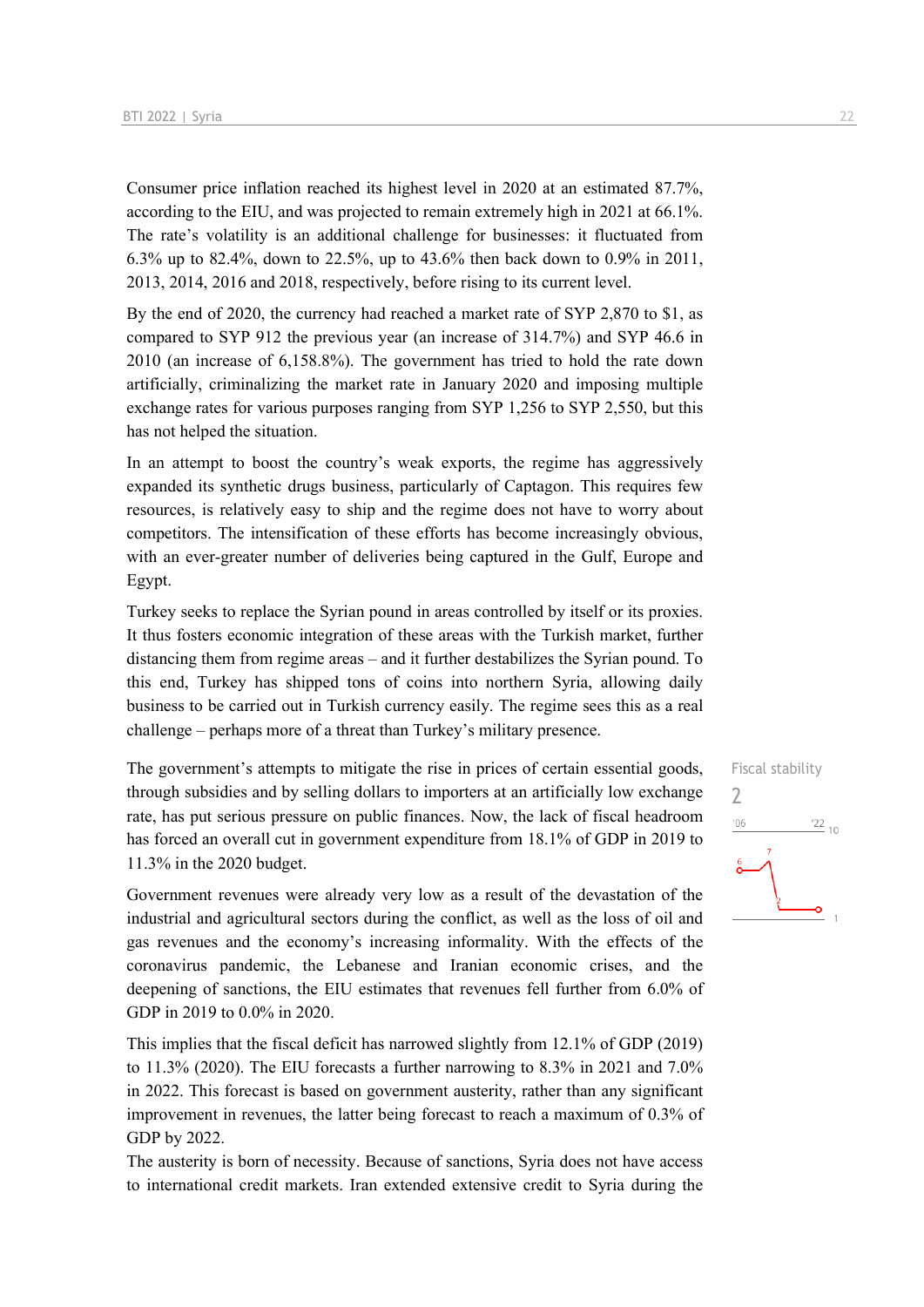Consumer price inflation reached its highest level in 2020 at an estimated 87.7%, according to the EIU, and was projected to remain extremely high in 2021 at 66.1%. The rate's volatility is an additional challenge for businesses: it fluctuated from 6.3% up to 82.4%, down to 22.5%, up to 43.6% then back down to 0.9% in 2011, 2013, 2014, 2016 and 2018, respectively, before rising to its current level.

By the end of 2020, the currency had reached a market rate of SYP 2,870 to $1, as compared to SYP 912 the previous year (an increase of 314.7%) and SYP 46.6 in 2010 (an increase of 6,158.8%). The government has tried to hold the rate down artificially, criminalizing the market rate in January 2020 and imposing multiple exchange rates for various purposes ranging from SYP 1,256 to SYP 2,550, but this has not helped the situation.

In an attempt to boost the country's weak exports, the regime has aggressively expanded its synthetic drugs business, particularly of Captagon. This requires few resources, is relatively easy to ship and the regime does not have to worry about competitors. The intensification of these efforts has become increasingly obvious, with an ever-greater number of deliveries being captured in the Gulf, Europe and Egypt.

Turkey seeks to replace the Syrian pound in areas controlled by itself or its proxies. It thus fosters economic integration of these areas with the Turkish market, further distancing them from regime areas – and it further destabilizes the Syrian pound. To this end, Turkey has shipped tons of coins into northern Syria, allowing daily business to be carried out in Turkish currency easily. The regime sees this as a real challenge – perhaps more of a threat than Turkey's military presence.

Fiscal stability

2

The government's attempts to mitigate the rise in prices of certain essential goods, through subsidies and by selling dollars to importers at an artificially low exchange rate, has put serious pressure on public finances. Now, the lack of fiscal headroom has forced an overall cut in government expenditure from 18.1% of GDP in 2019 to 11.3% in the 2020 budget.

Government revenues were already very low as a result of the devastation of the industrial and agricultural sectors during the conflict, as well as the loss of oil and gas revenues and the economy's increasing informality. With the effects of the coronavirus pandemic, the Lebanese and Iranian economic crises, and the deepening of sanctions, the EIU estimates that revenues fell further from 6.0% of GDP in 2019 to 0.0% in 2020.

This implies that the fiscal deficit has narrowed slightly from 12.1% of GDP (2019) to 11.3% (2020). The EIU forecasts a further narrowing to 8.3% in 2021 and 7.0% in 2022. This forecast is based on government austerity, rather than any significant improvement in revenues, the latter being forecast to reach a maximum of 0.3% of GDP by 2022.

The austerity is born of necessity. Because of sanctions, Syria does not have access to international credit markets. Iran extended extensive credit to Syria during the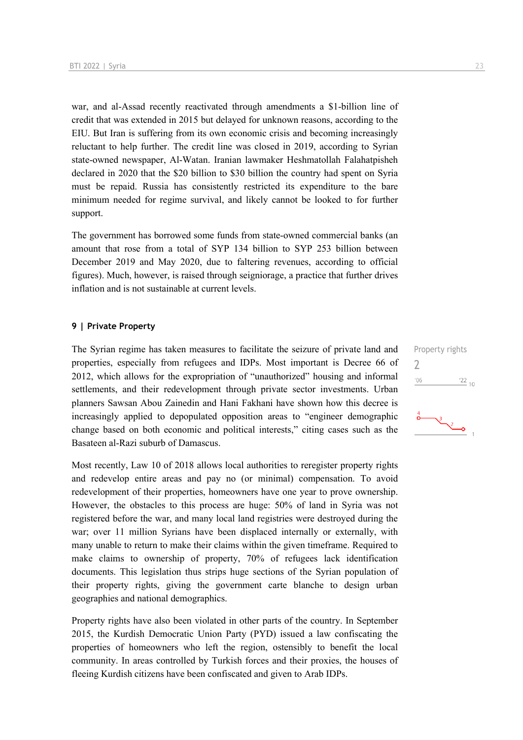war, and al-Assad recently reactivated through amendments a $1-billion line of credit that was extended in 2015 but delayed for unknown reasons, according to the EIU. But Iran is suffering from its own economic crisis and becoming increasingly reluctant to help further. The credit line was closed in 2019, according to Syrian state-owned newspaper, Al-Watan. Iranian lawmaker Heshmatollah Falahatpisheh declared in 2020 that the $20 billion to $30 billion the country had spent on Syria must be repaid. Russia has consistently restricted its expenditure to the bare minimum needed for regime survival, and likely cannot be looked to for further support.

The government has borrowed some funds from state-owned commercial banks (an amount that rose from a total of SYP 134 billion to SYP 253 billion between December 2019 and May 2020, due to faltering revenues, according to official figures). Much, however, is raised through seigniorage, a practice that further drives inflation and is not sustainable at current levels.

## 9 | Private Property

Property rights

2

The Syrian regime has taken measures to facilitate the seizure of private land and properties, especially from refugees and IDPs. Most important is Decree 66 of 2012, which allows for the expropriation of "unauthorized" housing and informal settlements, and their redevelopment through private sector investments. Urban planners Sawsan Abou Zainedin and Hani Fakhani have shown how this decree is increasingly applied to depopulated opposition areas to "engineer demographic change based on both economic and political interests," citing cases such as the Basateen al-Razi suburb of Damascus.

Most recently, Law 10 of 2018 allows local authorities to reregister property rights and redevelop entire areas and pay no (or minimal) compensation. To avoid redevelopment of their properties, homeowners have one year to prove ownership. However, the obstacles to this process are huge: 50% of land in Syria was not registered before the war, and many local land registries were destroyed during the war; over 11 million Syrians have been displaced internally or externally, with many unable to return to make their claims within the given timeframe. Required to make claims to ownership of property, 70% of refugees lack identification documents. This legislation thus strips huge sections of the Syrian population of their property rights, giving the government carte blanche to design urban geographies and national demographics.

Property rights have also been violated in other parts of the country. In September 2015, the Kurdish Democratic Union Party (PYD) issued a law confiscating the properties of homeowners who left the region, ostensibly to benefit the local community. In areas controlled by Turkish forces and their proxies, the houses of fleeing Kurdish citizens have been confiscated and given to Arab IDPs.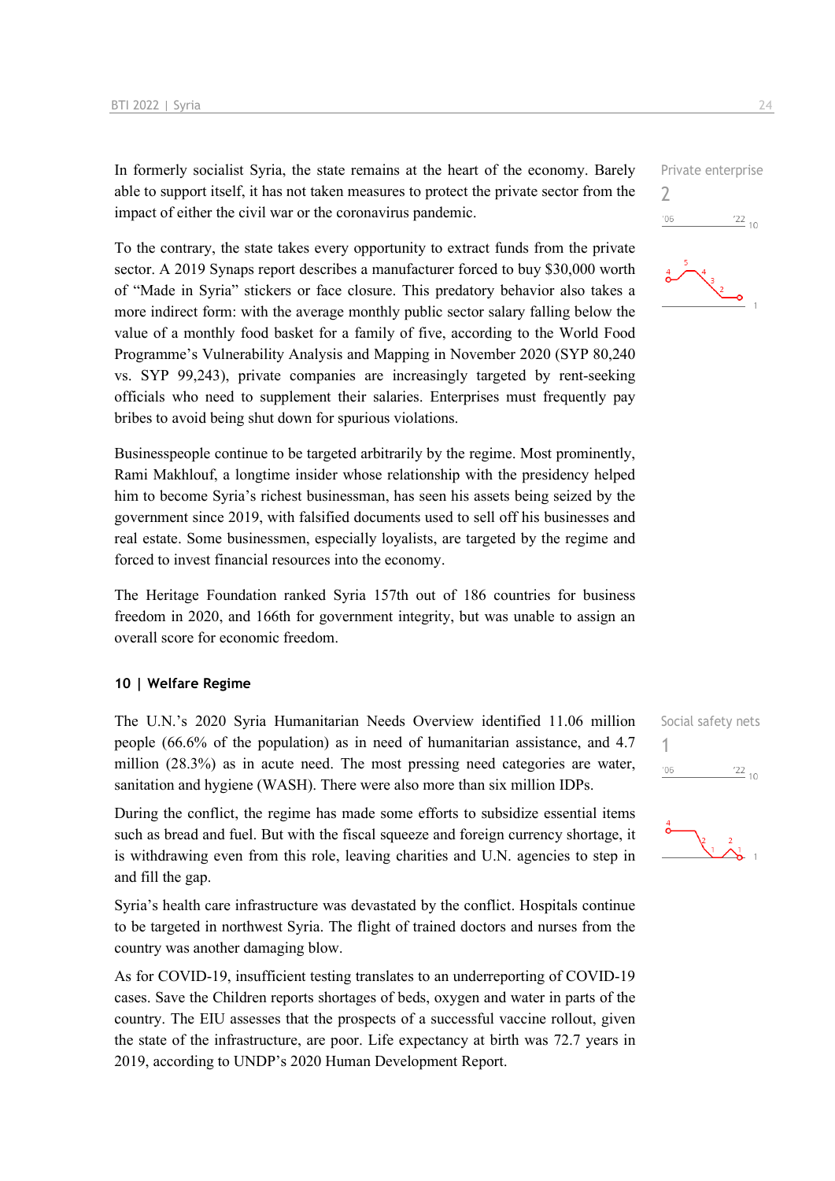In formerly socialist Syria, the state remains at the heart of the economy. Barely able to support itself, it has not taken measures to protect the private sector from the impact of either the civil war or the coronavirus pandemic.

Private enterprise
2

To the contrary, the state takes every opportunity to extract funds from the private sector. A 2019 Synaps report describes a manufacturer forced to buy $30,000 worth of "Made in Syria" stickers or face closure. This predatory behavior also takes a more indirect form: with the average monthly public sector salary falling below the value of a monthly food basket for a family of five, according to the World Food Programme's Vulnerability Analysis and Mapping in November 2020 (SYP 80,240 vs. SYP 99,243), private companies are increasingly targeted by rent-seeking officials who need to supplement their salaries. Enterprises must frequently pay bribes to avoid being shut down for spurious violations.

Businesspeople continue to be targeted arbitrarily by the regime. Most prominently, Rami Makhlouf, a longtime insider whose relationship with the presidency helped him to become Syria's richest businessman, has seen his assets being seized by the government since 2019, with falsified documents used to sell off his businesses and real estate. Some businessmen, especially loyalists, are targeted by the regime and forced to invest financial resources into the economy.

The Heritage Foundation ranked Syria 157th out of 186 countries for business freedom in 2020, and 166th for government integrity, but was unable to assign an overall score for economic freedom.

### 10 | Welfare Regime

The U.N.'s 2020 Syria Humanitarian Needs Overview identified 11.06 million people (66.6% of the population) as in need of humanitarian assistance, and 4.7 million (28.3%) as in acute need. The most pressing need categories are water, sanitation and hygiene (WASH). There were also more than six million IDPs.

Social safety nets
1

During the conflict, the regime has made some efforts to subsidize essential items such as bread and fuel. But with the fiscal squeeze and foreign currency shortage, it is withdrawing even from this role, leaving charities and U.N. agencies to step in and fill the gap.

Syria's health care infrastructure was devastated by the conflict. Hospitals continue to be targeted in northwest Syria. The flight of trained doctors and nurses from the country was another damaging blow.

As for COVID-19, insufficient testing translates to an underreporting of COVID-19 cases. Save the Children reports shortages of beds, oxygen and water in parts of the country. The EIU assesses that the prospects of a successful vaccine rollout, given the state of the infrastructure, are poor. Life expectancy at birth was 72.7 years in 2019, according to UNDP's 2020 Human Development Report.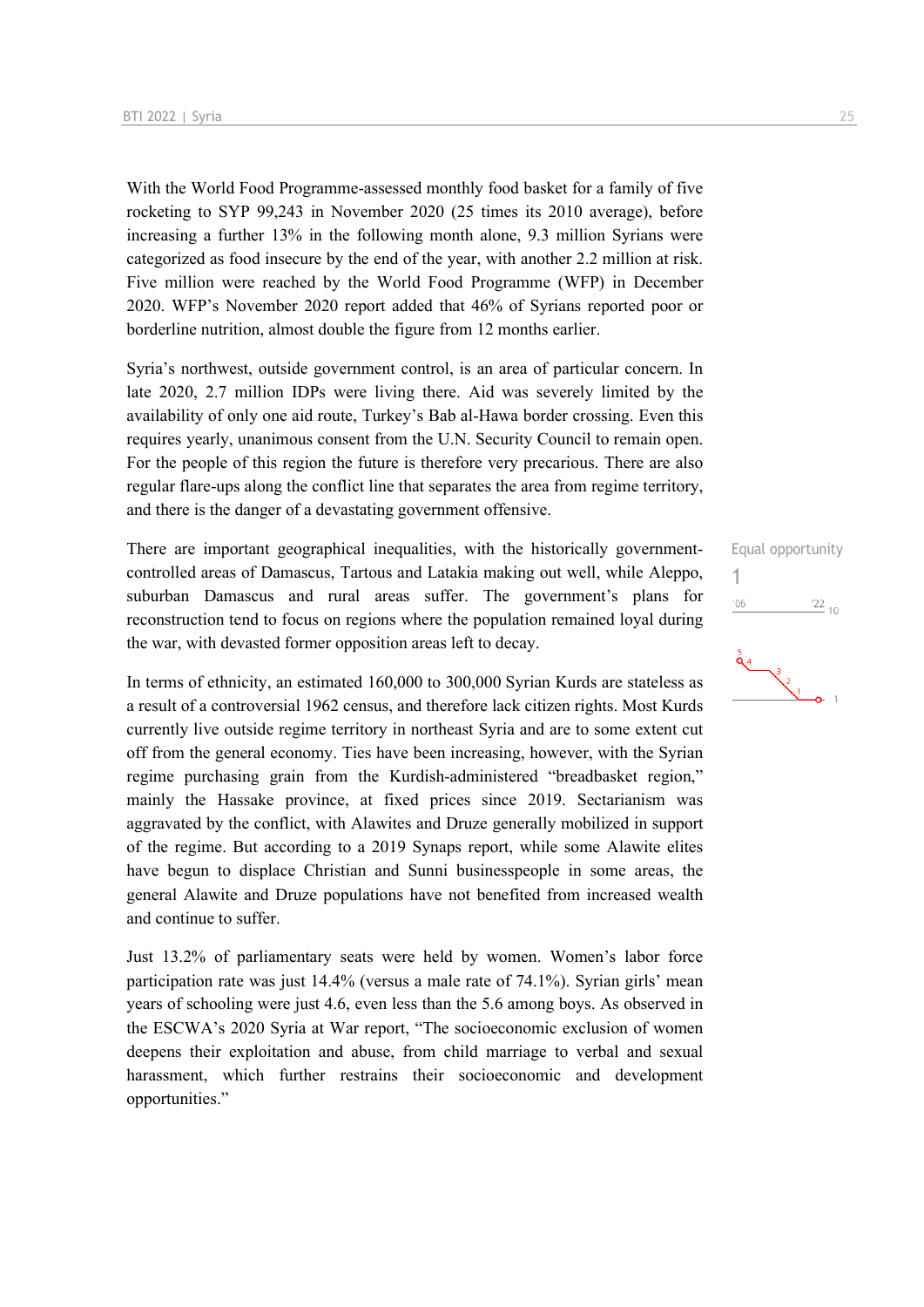With the World Food Programme-assessed monthly food basket for a family of five rocketing to SYP 99,243 in November 2020 (25 times its 2010 average), before increasing a further 13% in the following month alone, 9.3 million Syrians were categorized as food insecure by the end of the year, with another 2.2 million at risk. Five million were reached by the World Food Programme (WFP) in December 2020. WFP's November 2020 report added that 46% of Syrians reported poor or borderline nutrition, almost double the figure from 12 months earlier.

Syria's northwest, outside government control, is an area of particular concern. In late 2020, 2.7 million IDPs were living there. Aid was severely limited by the availability of only one aid route, Turkey's Bab al-Hawa border crossing. Even this requires yearly, unanimous consent from the U.N. Security Council to remain open. For the people of this region the future is therefore very precarious. There are also regular flare-ups along the conflict line that separates the area from regime territory, and there is the danger of a devastating government offensive.

There are important geographical inequalities, with the historically government-controlled areas of Damascus, Tartous and Latakia making out well, while Aleppo, suburban Damascus and rural areas suffer. The government's plans for reconstruction tend to focus on regions where the population remained loyal during the war, with devasted former opposition areas left to decay.

Equal opportunity
1

In terms of ethnicity, an estimated 160,000 to 300,000 Syrian Kurds are stateless as a result of a controversial 1962 census, and therefore lack citizen rights. Most Kurds currently live outside regime territory in northeast Syria and are to some extent cut off from the general economy. Ties have been increasing, however, with the Syrian regime purchasing grain from the Kurdish-administered "breadbasket region," mainly the Hassake province, at fixed prices since 2019. Sectarianism was aggravated by the conflict, with Alawites and Druze generally mobilized in support of the regime. But according to a 2019 Synaps report, while some Alawite elites have begun to displace Christian and Sunni businesspeople in some areas, the general Alawite and Druze populations have not benefited from increased wealth and continue to suffer.

Just 13.2% of parliamentary seats were held by women. Women's labor force participation rate was just 14.4% (versus a male rate of 74.1%). Syrian girls' mean years of schooling were just 4.6, even less than the 5.6 among boys. As observed in the ESCWA's 2020 Syria at War report, "The socioeconomic exclusion of women deepens their exploitation and abuse, from child marriage to verbal and sexual harassment, which further restrains their socioeconomic and development opportunities."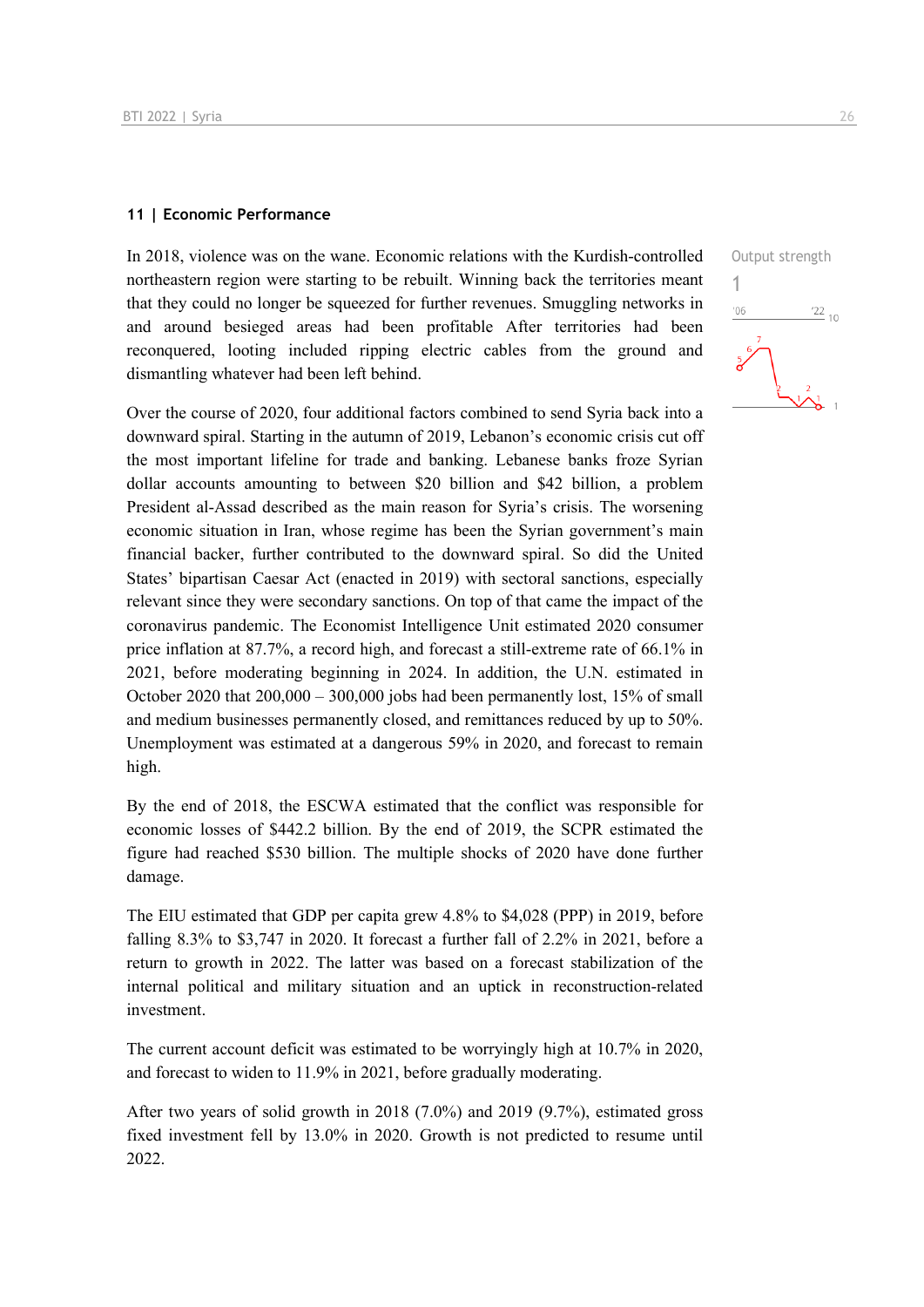## 11 | Economic Performance

Output strength

1

In 2018, violence was on the wane. Economic relations with the Kurdish-controlled northeastern region were starting to be rebuilt. Winning back the territories meant that they could no longer be squeezed for further revenues. Smuggling networks in and around besieged areas had been profitable After territories had been reconquered, looting included ripping electric cables from the ground and dismantling whatever had been left behind.

Over the course of 2020, four additional factors combined to send Syria back into a downward spiral. Starting in the autumn of 2019, Lebanon's economic crisis cut off the most important lifeline for trade and banking. Lebanese banks froze Syrian dollar accounts amounting to between \$20 billion and \$42 billion, a problem President al-Assad described as the main reason for Syria's crisis. The worsening economic situation in Iran, whose regime has been the Syrian government's main financial backer, further contributed to the downward spiral. So did the United States' bipartisan Caesar Act (enacted in 2019) with sectoral sanctions, especially relevant since they were secondary sanctions. On top of that came the impact of the coronavirus pandemic. The Economist Intelligence Unit estimated 2020 consumer price inflation at 87.7%, a record high, and forecast a still-extreme rate of 66.1% in 2021, before moderating beginning in 2024. In addition, the U.N. estimated in October 2020 that 200,000 – 300,000 jobs had been permanently lost, 15% of small and medium businesses permanently closed, and remittances reduced by up to 50%. Unemployment was estimated at a dangerous 59% in 2020, and forecast to remain high.

By the end of 2018, the ESCWA estimated that the conflict was responsible for economic losses of \$442.2 billion. By the end of 2019, the SCPR estimated the figure had reached \$530 billion. The multiple shocks of 2020 have done further damage.

The EIU estimated that GDP per capita grew 4.8% to \$4,028 (PPP) in 2019, before falling 8.3% to \$3,747 in 2020. It forecast a further fall of 2.2% in 2021, before a return to growth in 2022. The latter was based on a forecast stabilization of the internal political and military situation and an uptick in reconstruction-related investment.

The current account deficit was estimated to be worryingly high at 10.7% in 2020, and forecast to widen to 11.9% in 2021, before gradually moderating.

After two years of solid growth in 2018 (7.0%) and 2019 (9.7%), estimated gross fixed investment fell by 13.0% in 2020. Growth is not predicted to resume until 2022.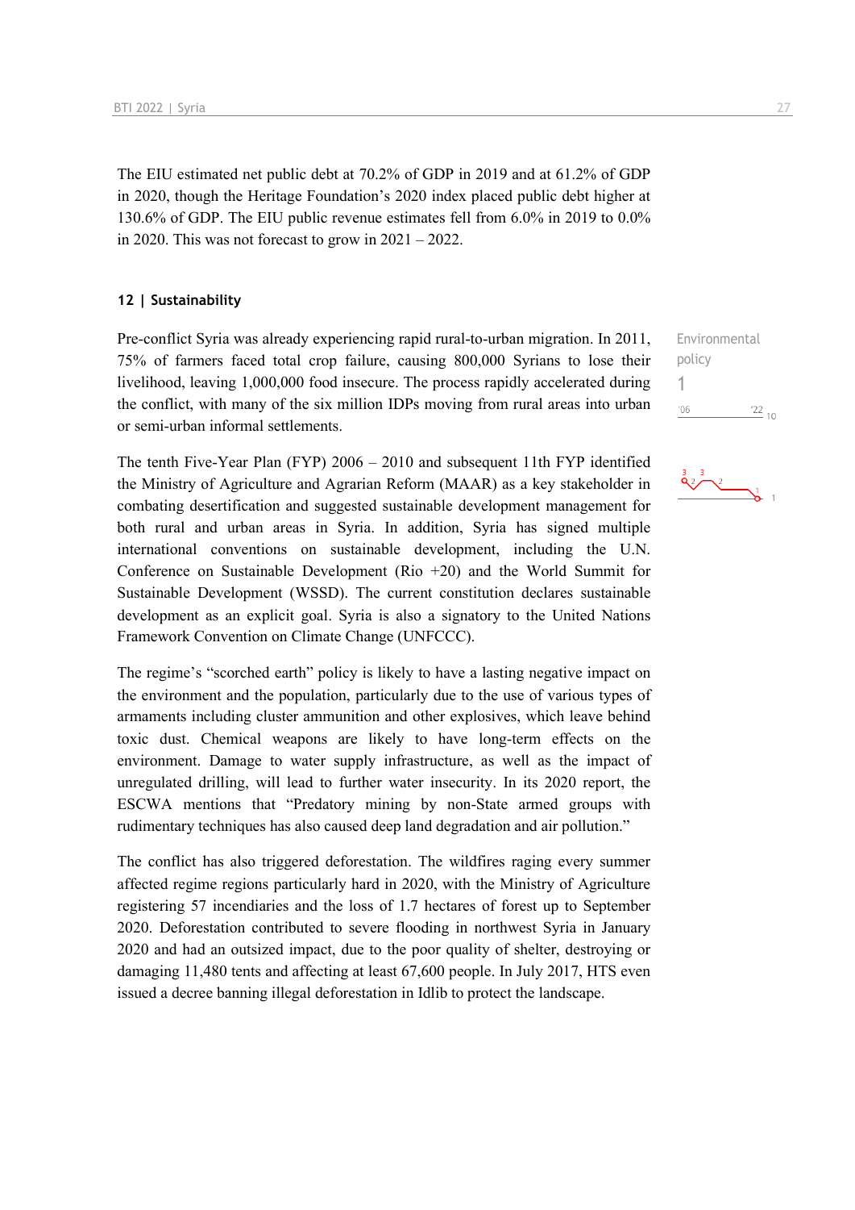The EIU estimated net public debt at 70.2% of GDP in 2019 and at 61.2% of GDP in 2020, though the Heritage Foundation's 2020 index placed public debt higher at 130.6% of GDP. The EIU public revenue estimates fell from 6.0% in 2019 to 0.0% in 2020. This was not forecast to grow in 2021 – 2022.

## 12 | Sustainability

Environmental policy
1

Pre-conflict Syria was already experiencing rapid rural-to-urban migration. In 2011, 75% of farmers faced total crop failure, causing 800,000 Syrians to lose their livelihood, leaving 1,000,000 food insecure. The process rapidly accelerated during the conflict, with many of the six million IDPs moving from rural areas into urban or semi-urban informal settlements.

The tenth Five-Year Plan (FYP) 2006 – 2010 and subsequent 11th FYP identified the Ministry of Agriculture and Agrarian Reform (MAAR) as a key stakeholder in combating desertification and suggested sustainable development management for both rural and urban areas in Syria. In addition, Syria has signed multiple international conventions on sustainable development, including the U.N. Conference on Sustainable Development (Rio +20) and the World Summit for Sustainable Development (WSSD). The current constitution declares sustainable development as an explicit goal. Syria is also a signatory to the United Nations Framework Convention on Climate Change (UNFCCC).

The regime's "scorched earth" policy is likely to have a lasting negative impact on the environment and the population, particularly due to the use of various types of armaments including cluster ammunition and other explosives, which leave behind toxic dust. Chemical weapons are likely to have long-term effects on the environment. Damage to water supply infrastructure, as well as the impact of unregulated drilling, will lead to further water insecurity. In its 2020 report, the ESCWA mentions that "Predatory mining by non-State armed groups with rudimentary techniques has also caused deep land degradation and air pollution."

The conflict has also triggered deforestation. The wildfires raging every summer affected regime regions particularly hard in 2020, with the Ministry of Agriculture registering 57 incendiaries and the loss of 1.7 hectares of forest up to September 2020. Deforestation contributed to severe flooding in northwest Syria in January 2020 and had an outsized impact, due to the poor quality of shelter, destroying or damaging 11,480 tents and affecting at least 67,600 people. In July 2017, HTS even issued a decree banning illegal deforestation in Idlib to protect the landscape.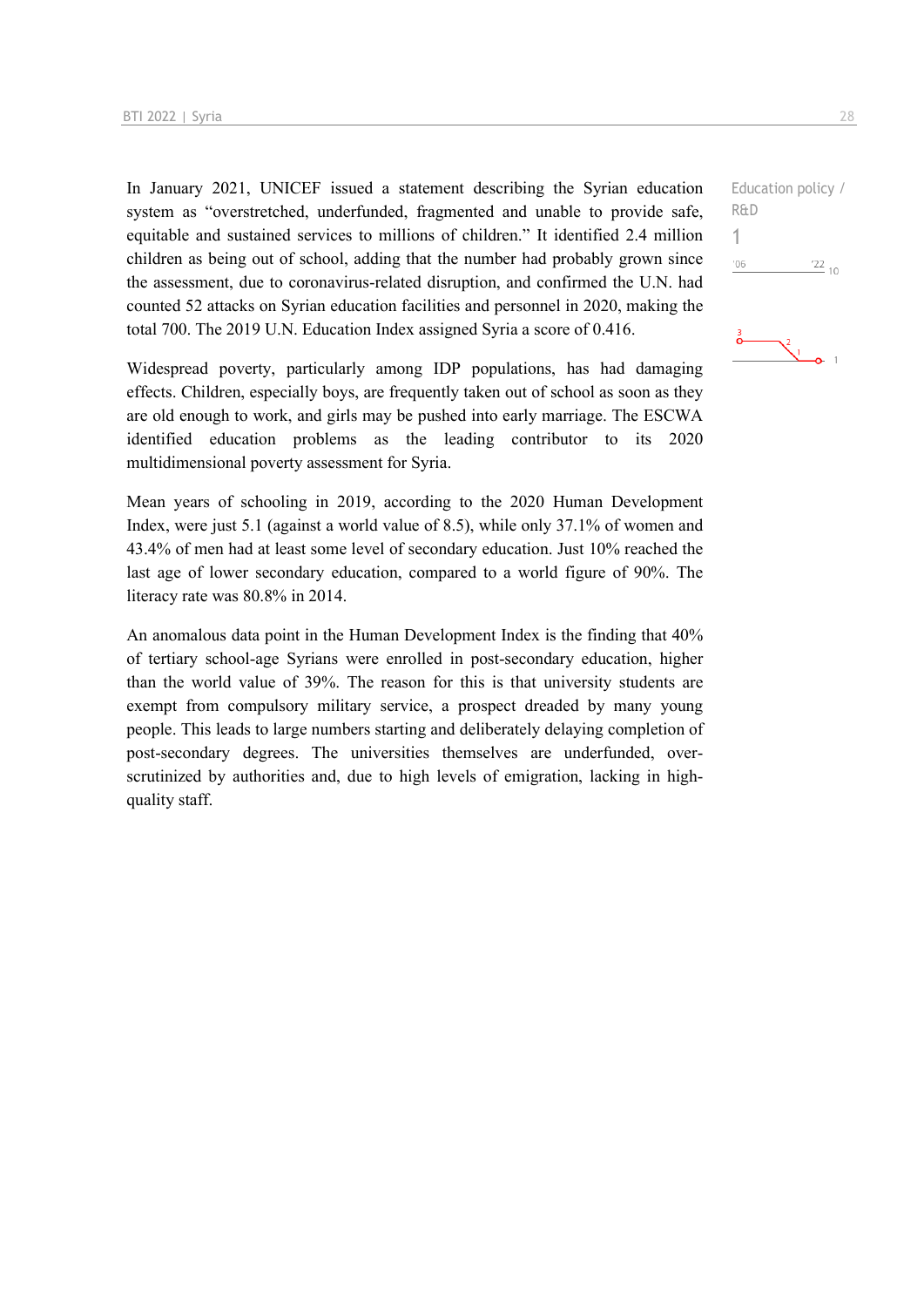In January 2021, UNICEF issued a statement describing the Syrian education system as "overstretched, underfunded, fragmented and unable to provide safe, equitable and sustained services to millions of children." It identified 2.4 million children as being out of school, adding that the number had probably grown since the assessment, due to coronavirus-related disruption, and confirmed the U.N. had counted 52 attacks on Syrian education facilities and personnel in 2020, making the total 700. The 2019 U.N. Education Index assigned Syria a score of 0.416.

Education policy / R&D

1

Widespread poverty, particularly among IDP populations, has had damaging effects. Children, especially boys, are frequently taken out of school as soon as they are old enough to work, and girls may be pushed into early marriage. The ESCWA identified education problems as the leading contributor to its 2020 multidimensional poverty assessment for Syria.

Mean years of schooling in 2019, according to the 2020 Human Development Index, were just 5.1 (against a world value of 8.5), while only 37.1% of women and 43.4% of men had at least some level of secondary education. Just 10% reached the last age of lower secondary education, compared to a world figure of 90%. The literacy rate was 80.8% in 2014.

An anomalous data point in the Human Development Index is the finding that 40% of tertiary school-age Syrians were enrolled in post-secondary education, higher than the world value of 39%. The reason for this is that university students are exempt from compulsory military service, a prospect dreaded by many young people. This leads to large numbers starting and deliberately delaying completion of post-secondary degrees. The universities themselves are underfunded, over-scrutinized by authorities and, due to high levels of emigration, lacking in high-quality staff.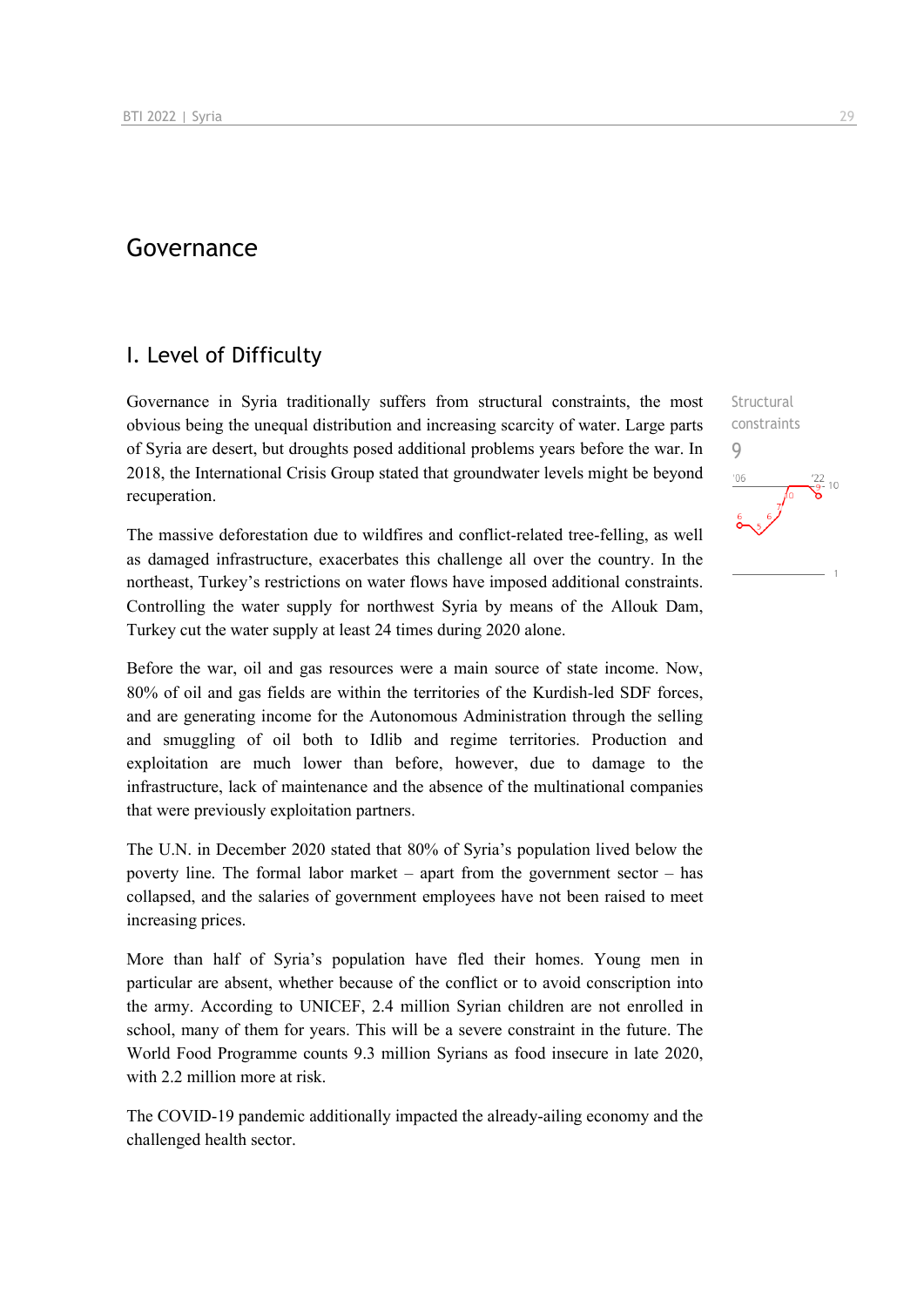# Governance

## I. Level of Difficulty

Structural constraints

9

Governance in Syria traditionally suffers from structural constraints, the most obvious being the unequal distribution and increasing scarcity of water. Large parts of Syria are desert, but droughts posed additional problems years before the war. In 2018, the International Crisis Group stated that groundwater levels might be beyond recuperation.

The massive deforestation due to wildfires and conflict-related tree-felling, as well as damaged infrastructure, exacerbates this challenge all over the country. In the northeast, Turkey's restrictions on water flows have imposed additional constraints. Controlling the water supply for northwest Syria by means of the Allouk Dam, Turkey cut the water supply at least 24 times during 2020 alone.

Before the war, oil and gas resources were a main source of state income. Now, 80% of oil and gas fields are within the territories of the Kurdish-led SDF forces, and are generating income for the Autonomous Administration through the selling and smuggling of oil both to Idlib and regime territories. Production and exploitation are much lower than before, however, due to damage to the infrastructure, lack of maintenance and the absence of the multinational companies that were previously exploitation partners.

The U.N. in December 2020 stated that 80% of Syria's population lived below the poverty line. The formal labor market – apart from the government sector – has collapsed, and the salaries of government employees have not been raised to meet increasing prices.

More than half of Syria's population have fled their homes. Young men in particular are absent, whether because of the conflict or to avoid conscription into the army. According to UNICEF, 2.4 million Syrian children are not enrolled in school, many of them for years. This will be a severe constraint in the future. The World Food Programme counts 9.3 million Syrians as food insecure in late 2020, with 2.2 million more at risk.

The COVID-19 pandemic additionally impacted the already-ailing economy and the challenged health sector.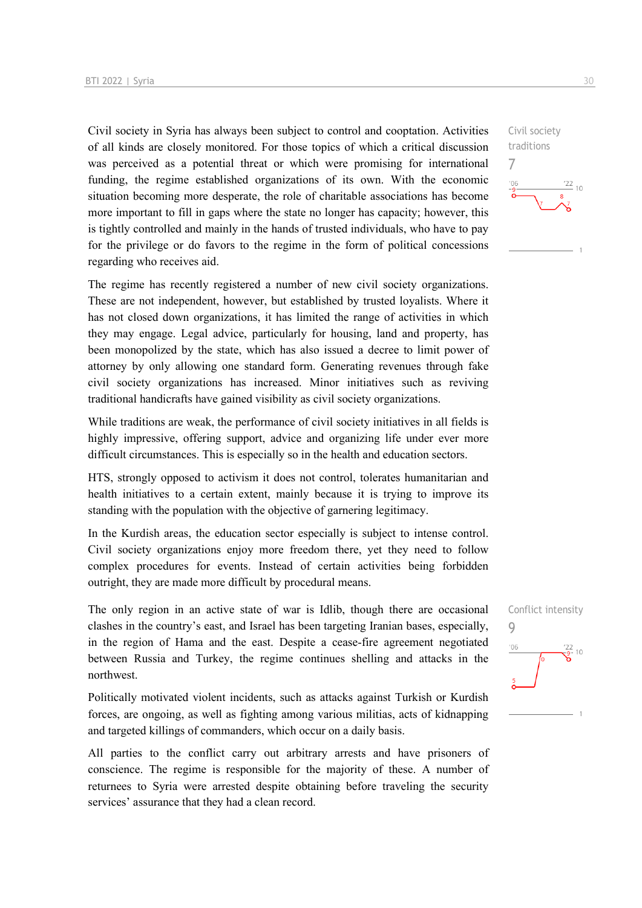Civil society traditions

7

Civil society in Syria has always been subject to control and cooptation. Activities of all kinds are closely monitored. For those topics of which a critical discussion was perceived as a potential threat or which were promising for international funding, the regime established organizations of its own. With the economic situation becoming more desperate, the role of charitable associations has become more important to fill in gaps where the state no longer has capacity; however, this is tightly controlled and mainly in the hands of trusted individuals, who have to pay for the privilege or do favors to the regime in the form of political concessions regarding who receives aid.

The regime has recently registered a number of new civil society organizations. These are not independent, however, but established by trusted loyalists. Where it has not closed down organizations, it has limited the range of activities in which they may engage. Legal advice, particularly for housing, land and property, has been monopolized by the state, which has also issued a decree to limit power of attorney by only allowing one standard form. Generating revenues through fake civil society organizations has increased. Minor initiatives such as reviving traditional handicrafts have gained visibility as civil society organizations.

While traditions are weak, the performance of civil society initiatives in all fields is highly impressive, offering support, advice and organizing life under ever more difficult circumstances. This is especially so in the health and education sectors.

HTS, strongly opposed to activism it does not control, tolerates humanitarian and health initiatives to a certain extent, mainly because it is trying to improve its standing with the population with the objective of garnering legitimacy.

In the Kurdish areas, the education sector especially is subject to intense control. Civil society organizations enjoy more freedom there, yet they need to follow complex procedures for events. Instead of certain activities being forbidden outright, they are made more difficult by procedural means.

Conflict intensity

9

The only region in an active state of war is Idlib, though there are occasional clashes in the country's east, and Israel has been targeting Iranian bases, especially, in the region of Hama and the east. Despite a cease-fire agreement negotiated between Russia and Turkey, the regime continues shelling and attacks in the northwest.

Politically motivated violent incidents, such as attacks against Turkish or Kurdish forces, are ongoing, as well as fighting among various militias, acts of kidnapping and targeted killings of commanders, which occur on a daily basis.

All parties to the conflict carry out arbitrary arrests and have prisoners of conscience. The regime is responsible for the majority of these. A number of returnees to Syria were arrested despite obtaining before traveling the security services' assurance that they had a clean record.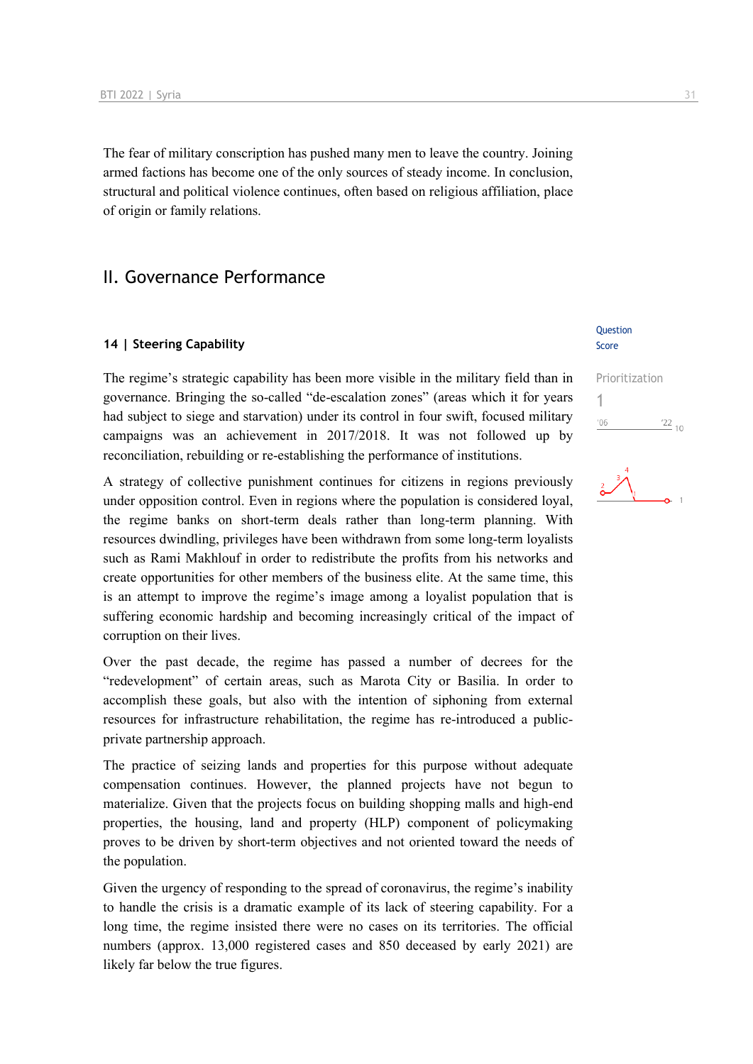The fear of military conscription has pushed many men to leave the country. Joining armed factions has become one of the only sources of steady income. In conclusion, structural and political violence continues, often based on religious affiliation, place of origin or family relations.

## II. Governance Performance

### 14 | Steering Capability

Question Score

Prioritization
1

The regime's strategic capability has been more visible in the military field than in governance. Bringing the so-called "de-escalation zones" (areas which it for years had subject to siege and starvation) under its control in four swift, focused military campaigns was an achievement in 2017/2018. It was not followed up by reconciliation, rebuilding or re-establishing the performance of institutions.

A strategy of collective punishment continues for citizens in regions previously under opposition control. Even in regions where the population is considered loyal, the regime banks on short-term deals rather than long-term planning. With resources dwindling, privileges have been withdrawn from some long-term loyalists such as Rami Makhlouf in order to redistribute the profits from his networks and create opportunities for other members of the business elite. At the same time, this is an attempt to improve the regime's image among a loyalist population that is suffering economic hardship and becoming increasingly critical of the impact of corruption on their lives.

Over the past decade, the regime has passed a number of decrees for the "redevelopment" of certain areas, such as Marota City or Basilia. In order to accomplish these goals, but also with the intention of siphoning from external resources for infrastructure rehabilitation, the regime has re-introduced a public-private partnership approach.

The practice of seizing lands and properties for this purpose without adequate compensation continues. However, the planned projects have not begun to materialize. Given that the projects focus on building shopping malls and high-end properties, the housing, land and property (HLP) component of policymaking proves to be driven by short-term objectives and not oriented toward the needs of the population.

Given the urgency of responding to the spread of coronavirus, the regime's inability to handle the crisis is a dramatic example of its lack of steering capability. For a long time, the regime insisted there were no cases on its territories. The official numbers (approx. 13,000 registered cases and 850 deceased by early 2021) are likely far below the true figures.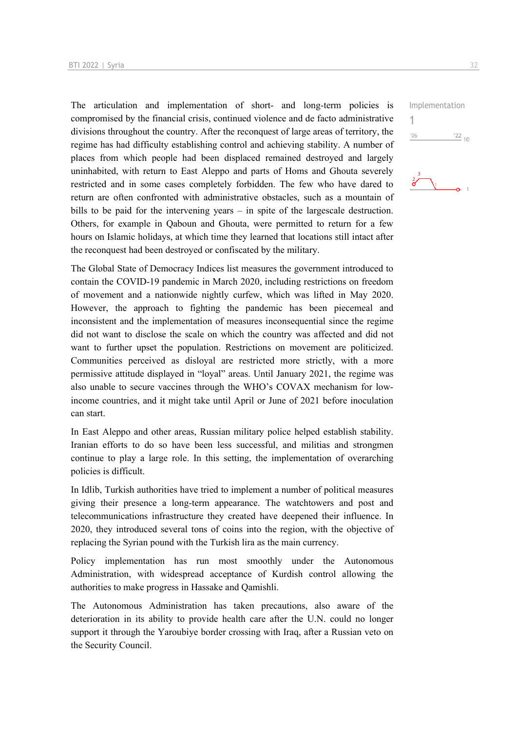The articulation and implementation of short- and long-term policies is compromised by the financial crisis, continued violence and de facto administrative divisions throughout the country. After the reconquest of large areas of territory, the regime has had difficulty establishing control and achieving stability. A number of places from which people had been displaced remained destroyed and largely uninhabited, with return to East Aleppo and parts of Homs and Ghouta severely restricted and in some cases completely forbidden. The few who have dared to return are often confronted with administrative obstacles, such as a mountain of bills to be paid for the intervening years – in spite of the largescale destruction. Others, for example in Qaboun and Ghouta, were permitted to return for a few hours on Islamic holidays, at which time they learned that locations still intact after the reconquest had been destroyed or confiscated by the military.

Implementation
1

The Global State of Democracy Indices list measures the government introduced to contain the COVID-19 pandemic in March 2020, including restrictions on freedom of movement and a nationwide nightly curfew, which was lifted in May 2020. However, the approach to fighting the pandemic has been piecemeal and inconsistent and the implementation of measures inconsequential since the regime did not want to disclose the scale on which the country was affected and did not want to further upset the population. Restrictions on movement are politicized. Communities perceived as disloyal are restricted more strictly, with a more permissive attitude displayed in "loyal" areas. Until January 2021, the regime was also unable to secure vaccines through the WHO's COVAX mechanism for low-income countries, and it might take until April or June of 2021 before inoculation can start.

In East Aleppo and other areas, Russian military police helped establish stability. Iranian efforts to do so have been less successful, and militias and strongmen continue to play a large role. In this setting, the implementation of overarching policies is difficult.

In Idlib, Turkish authorities have tried to implement a number of political measures giving their presence a long-term appearance. The watchtowers and post and telecommunications infrastructure they created have deepened their influence. In 2020, they introduced several tons of coins into the region, with the objective of replacing the Syrian pound with the Turkish lira as the main currency.

Policy implementation has run most smoothly under the Autonomous Administration, with widespread acceptance of Kurdish control allowing the authorities to make progress in Hassake and Qamishli.

The Autonomous Administration has taken precautions, also aware of the deterioration in its ability to provide health care after the U.N. could no longer support it through the Yaroubiye border crossing with Iraq, after a Russian veto on the Security Council.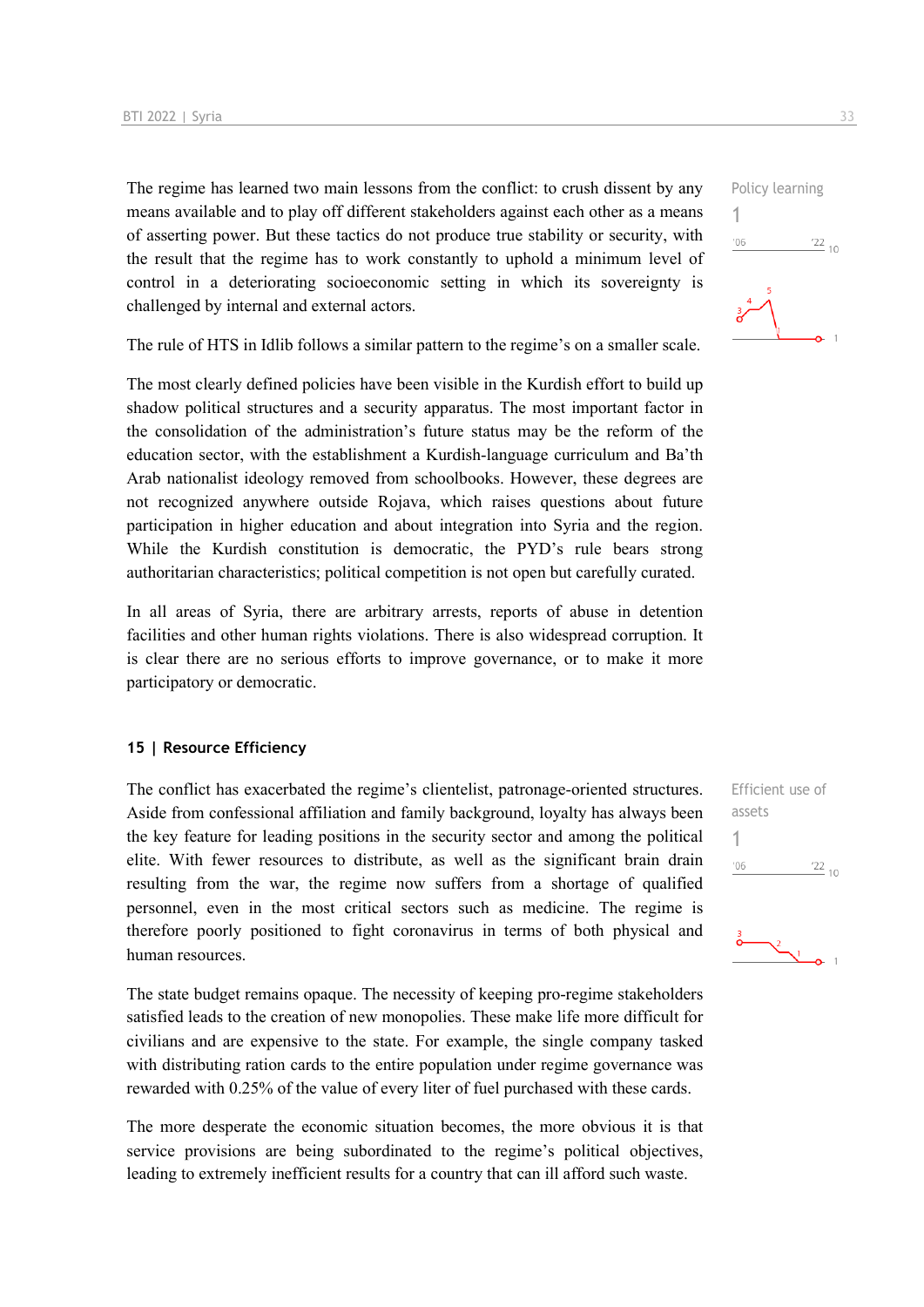The regime has learned two main lessons from the conflict: to crush dissent by any means available and to play off different stakeholders against each other as a means of asserting power. But these tactics do not produce true stability or security, with the result that the regime has to work constantly to uphold a minimum level of control in a deteriorating socioeconomic setting in which its sovereignty is challenged by internal and external actors.

Policy learning

1

The rule of HTS in Idlib follows a similar pattern to the regime's on a smaller scale.

The most clearly defined policies have been visible in the Kurdish effort to build up shadow political structures and a security apparatus. The most important factor in the consolidation of the administration's future status may be the reform of the education sector, with the establishment a Kurdish-language curriculum and Ba'th Arab nationalist ideology removed from schoolbooks. However, these degrees are not recognized anywhere outside Rojava, which raises questions about future participation in higher education and about integration into Syria and the region. While the Kurdish constitution is democratic, the PYD's rule bears strong authoritarian characteristics; political competition is not open but carefully curated.

In all areas of Syria, there are arbitrary arrests, reports of abuse in detention facilities and other human rights violations. There is also widespread corruption. It is clear there are no serious efforts to improve governance, or to make it more participatory or democratic.

## 15 | Resource Efficiency

The conflict has exacerbated the regime's clientelist, patronage-oriented structures. Aside from confessional affiliation and family background, loyalty has always been the key feature for leading positions in the security sector and among the political elite. With fewer resources to distribute, as well as the significant brain drain resulting from the war, the regime now suffers from a shortage of qualified personnel, even in the most critical sectors such as medicine. The regime is therefore poorly positioned to fight coronavirus in terms of both physical and human resources.

Efficient use of assets

1

The state budget remains opaque. The necessity of keeping pro-regime stakeholders satisfied leads to the creation of new monopolies. These make life more difficult for civilians and are expensive to the state. For example, the single company tasked with distributing ration cards to the entire population under regime governance was rewarded with 0.25% of the value of every liter of fuel purchased with these cards.

The more desperate the economic situation becomes, the more obvious it is that service provisions are being subordinated to the regime's political objectives, leading to extremely inefficient results for a country that can ill afford such waste.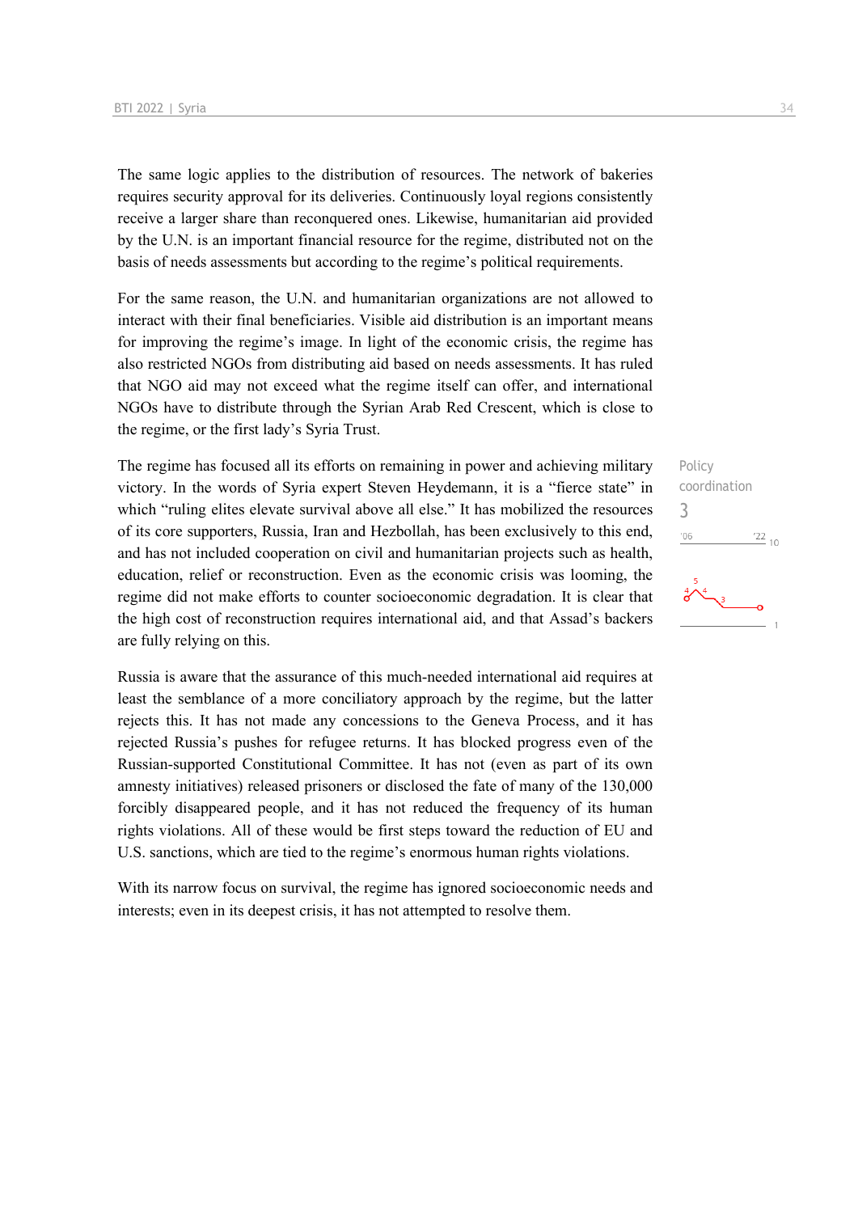The same logic applies to the distribution of resources. The network of bakeries requires security approval for its deliveries. Continuously loyal regions consistently receive a larger share than reconquered ones. Likewise, humanitarian aid provided by the U.N. is an important financial resource for the regime, distributed not on the basis of needs assessments but according to the regime's political requirements.

For the same reason, the U.N. and humanitarian organizations are not allowed to interact with their final beneficiaries. Visible aid distribution is an important means for improving the regime's image. In light of the economic crisis, the regime has also restricted NGOs from distributing aid based on needs assessments. It has ruled that NGO aid may not exceed what the regime itself can offer, and international NGOs have to distribute through the Syrian Arab Red Crescent, which is close to the regime, or the first lady's Syria Trust.

Policy coordination

3

The regime has focused all its efforts on remaining in power and achieving military victory. In the words of Syria expert Steven Heydemann, it is a "fierce state" in which "ruling elites elevate survival above all else." It has mobilized the resources of its core supporters, Russia, Iran and Hezbollah, has been exclusively to this end, and has not included cooperation on civil and humanitarian projects such as health, education, relief or reconstruction. Even as the economic crisis was looming, the regime did not make efforts to counter socioeconomic degradation. It is clear that the high cost of reconstruction requires international aid, and that Assad's backers are fully relying on this.

Russia is aware that the assurance of this much-needed international aid requires at least the semblance of a more conciliatory approach by the regime, but the latter rejects this. It has not made any concessions to the Geneva Process, and it has rejected Russia's pushes for refugee returns. It has blocked progress even of the Russian-supported Constitutional Committee. It has not (even as part of its own amnesty initiatives) released prisoners or disclosed the fate of many of the 130,000 forcibly disappeared people, and it has not reduced the frequency of its human rights violations. All of these would be first steps toward the reduction of EU and U.S. sanctions, which are tied to the regime's enormous human rights violations.

With its narrow focus on survival, the regime has ignored socioeconomic needs and interests; even in its deepest crisis, it has not attempted to resolve them.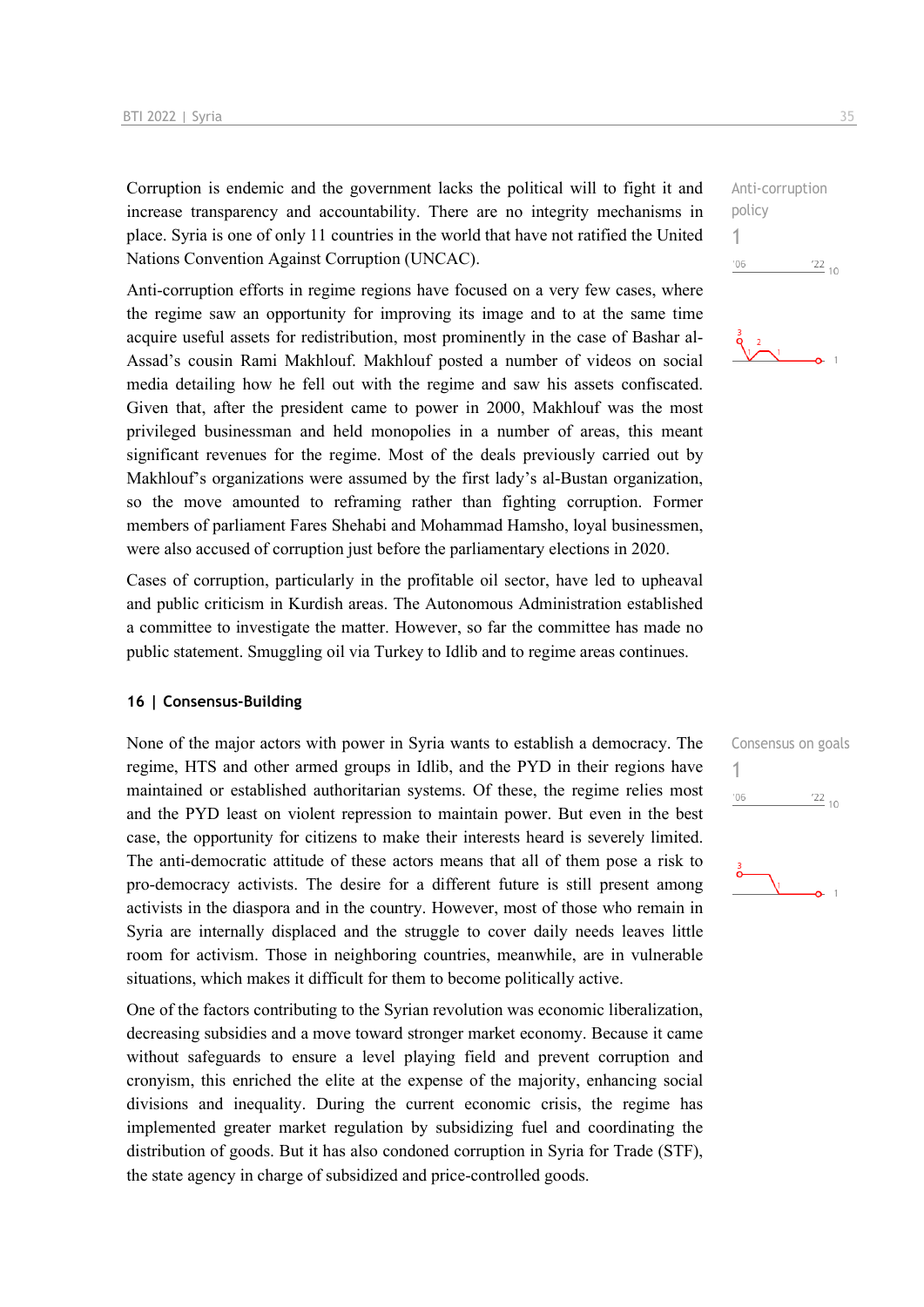Corruption is endemic and the government lacks the political will to fight it and increase transparency and accountability. There are no integrity mechanisms in place. Syria is one of only 11 countries in the world that have not ratified the United Nations Convention Against Corruption (UNCAC).

Anti-corruption policy
1

Anti-corruption efforts in regime regions have focused on a very few cases, where the regime saw an opportunity for improving its image and to at the same time acquire useful assets for redistribution, most prominently in the case of Bashar al-Assad's cousin Rami Makhlouf. Makhlouf posted a number of videos on social media detailing how he fell out with the regime and saw his assets confiscated. Given that, after the president came to power in 2000, Makhlouf was the most privileged businessman and held monopolies in a number of areas, this meant significant revenues for the regime. Most of the deals previously carried out by Makhlouf's organizations were assumed by the first lady's al-Bustan organization, so the move amounted to reframing rather than fighting corruption. Former members of parliament Fares Shehabi and Mohammad Hamsho, loyal businessmen, were also accused of corruption just before the parliamentary elections in 2020.

Cases of corruption, particularly in the profitable oil sector, have led to upheaval and public criticism in Kurdish areas. The Autonomous Administration established a committee to investigate the matter. However, so far the committee has made no public statement. Smuggling oil via Turkey to Idlib and to regime areas continues.

### 16 | Consensus-Building

None of the major actors with power in Syria wants to establish a democracy. The regime, HTS and other armed groups in Idlib, and the PYD in their regions have maintained or established authoritarian systems. Of these, the regime relies most and the PYD least on violent repression to maintain power. But even in the best case, the opportunity for citizens to make their interests heard is severely limited. The anti-democratic attitude of these actors means that all of them pose a risk to pro-democracy activists. The desire for a different future is still present among activists in the diaspora and in the country. However, most of those who remain in Syria are internally displaced and the struggle to cover daily needs leaves little room for activism. Those in neighboring countries, meanwhile, are in vulnerable situations, which makes it difficult for them to become politically active.

Consensus on goals
1

One of the factors contributing to the Syrian revolution was economic liberalization, decreasing subsidies and a move toward stronger market economy. Because it came without safeguards to ensure a level playing field and prevent corruption and cronyism, this enriched the elite at the expense of the majority, enhancing social divisions and inequality. During the current economic crisis, the regime has implemented greater market regulation by subsidizing fuel and coordinating the distribution of goods. But it has also condoned corruption in Syria for Trade (STF), the state agency in charge of subsidized and price-controlled goods.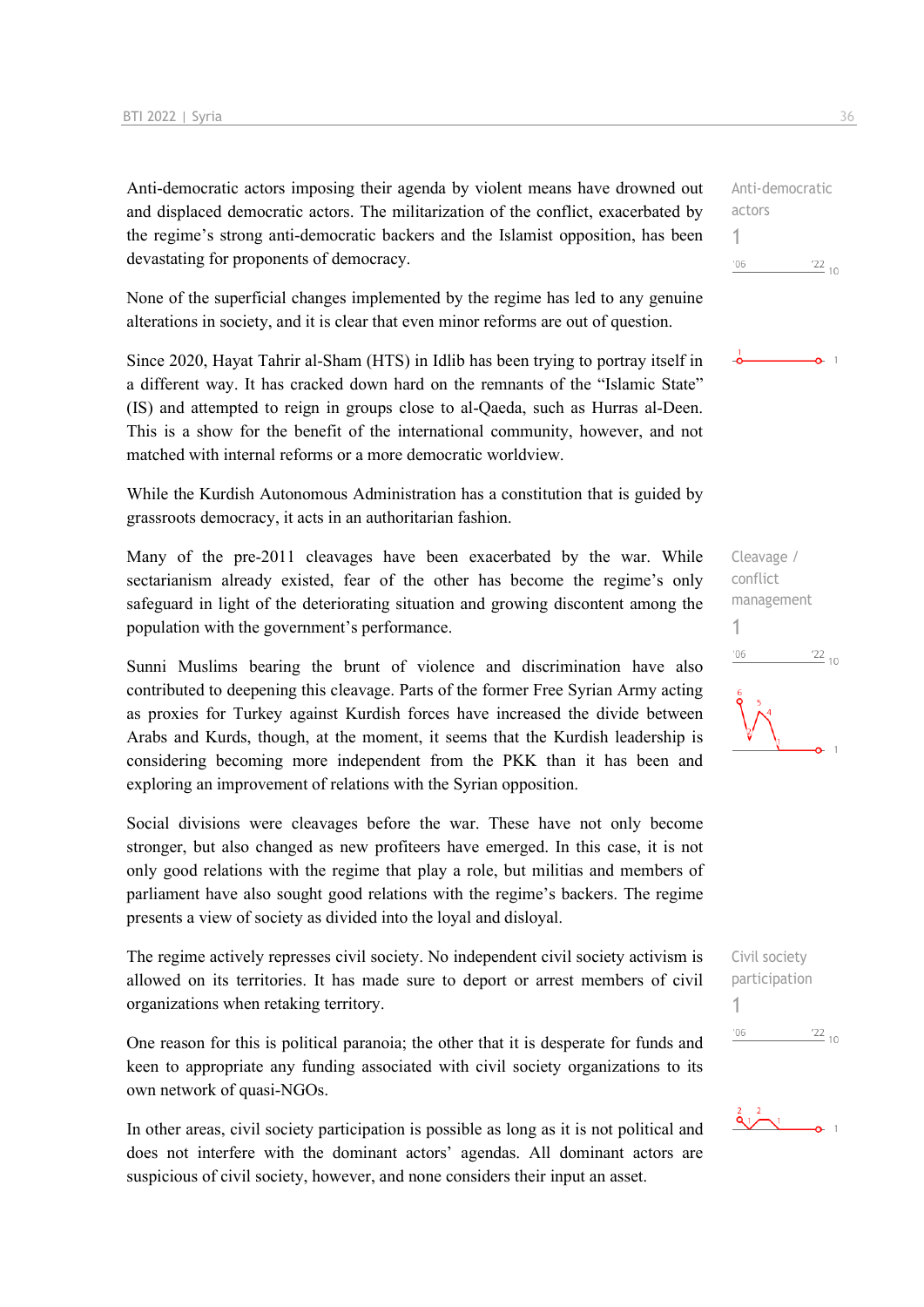Anti-democratic actors imposing their agenda by violent means have drowned out and displaced democratic actors. The militarization of the conflict, exacerbated by the regime's strong anti-democratic backers and the Islamist opposition, has been devastating for proponents of democracy.

Anti-democratic actors
1

None of the superficial changes implemented by the regime has led to any genuine alterations in society, and it is clear that even minor reforms are out of question.

Since 2020, Hayat Tahrir al-Sham (HTS) in Idlib has been trying to portray itself in a different way. It has cracked down hard on the remnants of the "Islamic State" (IS) and attempted to reign in groups close to al-Qaeda, such as Hurras al-Deen. This is a show for the benefit of the international community, however, and not matched with internal reforms or a more democratic worldview.

While the Kurdish Autonomous Administration has a constitution that is guided by grassroots democracy, it acts in an authoritarian fashion.

Many of the pre-2011 cleavages have been exacerbated by the war. While sectarianism already existed, fear of the other has become the regime's only safeguard in light of the deteriorating situation and growing discontent among the population with the government's performance.

Cleavage / conflict management
1

Sunni Muslims bearing the brunt of violence and discrimination have also contributed to deepening this cleavage. Parts of the former Free Syrian Army acting as proxies for Turkey against Kurdish forces have increased the divide between Arabs and Kurds, though, at the moment, it seems that the Kurdish leadership is considering becoming more independent from the PKK than it has been and exploring an improvement of relations with the Syrian opposition.

Social divisions were cleavages before the war. These have not only become stronger, but also changed as new profiteers have emerged. In this case, it is not only good relations with the regime that play a role, but militias and members of parliament have also sought good relations with the regime's backers. The regime presents a view of society as divided into the loyal and disloyal.

The regime actively represses civil society. No independent civil society activism is allowed on its territories. It has made sure to deport or arrest members of civil organizations when retaking territory.

Civil society participation
1

One reason for this is political paranoia; the other that it is desperate for funds and keen to appropriate any funding associated with civil society organizations to its own network of quasi-NGOs.

In other areas, civil society participation is possible as long as it is not political and does not interfere with the dominant actors' agendas. All dominant actors are suspicious of civil society, however, and none considers their input an asset.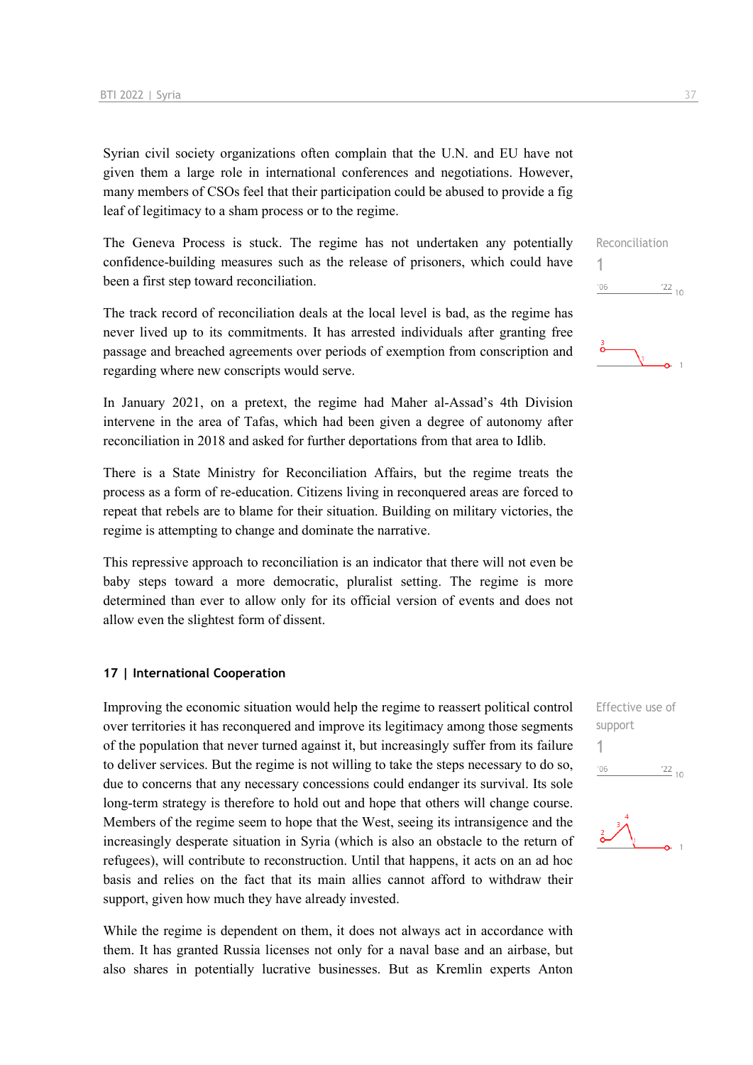Syrian civil society organizations often complain that the U.N. and EU have not given them a large role in international conferences and negotiations. However, many members of CSOs feel that their participation could be abused to provide a fig leaf of legitimacy to a sham process or to the regime.

Reconciliation
1

The Geneva Process is stuck. The regime has not undertaken any potentially confidence-building measures such as the release of prisoners, which could have been a first step toward reconciliation.

The track record of reconciliation deals at the local level is bad, as the regime has never lived up to its commitments. It has arrested individuals after granting free passage and breached agreements over periods of exemption from conscription and regarding where new conscripts would serve.

In January 2021, on a pretext, the regime had Maher al-Assad's 4th Division intervene in the area of Tafas, which had been given a degree of autonomy after reconciliation in 2018 and asked for further deportations from that area to Idlib.

There is a State Ministry for Reconciliation Affairs, but the regime treats the process as a form of re-education. Citizens living in reconquered areas are forced to repeat that rebels are to blame for their situation. Building on military victories, the regime is attempting to change and dominate the narrative.

This repressive approach to reconciliation is an indicator that there will not even be baby steps toward a more democratic, pluralist setting. The regime is more determined than ever to allow only for its official version of events and does not allow even the slightest form of dissent.

### 17 | International Cooperation

Effective use of support
1

Improving the economic situation would help the regime to reassert political control over territories it has reconquered and improve its legitimacy among those segments of the population that never turned against it, but increasingly suffer from its failure to deliver services. But the regime is not willing to take the steps necessary to do so, due to concerns that any necessary concessions could endanger its survival. Its sole long-term strategy is therefore to hold out and hope that others will change course. Members of the regime seem to hope that the West, seeing its intransigence and the increasingly desperate situation in Syria (which is also an obstacle to the return of refugees), will contribute to reconstruction. Until that happens, it acts on an ad hoc basis and relies on the fact that its main allies cannot afford to withdraw their support, given how much they have already invested.

While the regime is dependent on them, it does not always act in accordance with them. It has granted Russia licenses not only for a naval base and an airbase, but also shares in potentially lucrative businesses. But as Kremlin experts Anton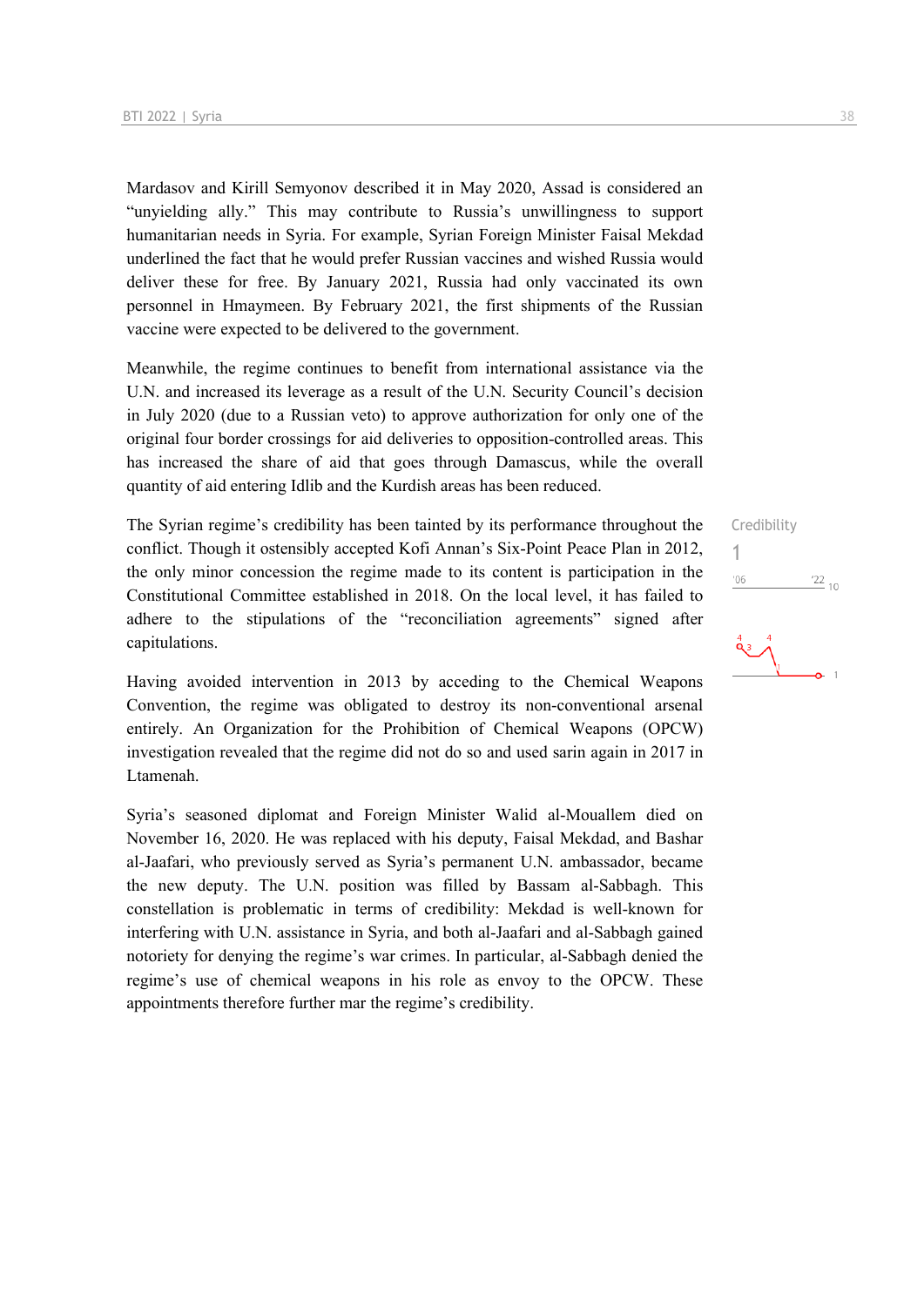Mardasov and Kirill Semyonov described it in May 2020, Assad is considered an "unyielding ally." This may contribute to Russia's unwillingness to support humanitarian needs in Syria. For example, Syrian Foreign Minister Faisal Mekdad underlined the fact that he would prefer Russian vaccines and wished Russia would deliver these for free. By January 2021, Russia had only vaccinated its own personnel in Hmaymeen. By February 2021, the first shipments of the Russian vaccine were expected to be delivered to the government.

Meanwhile, the regime continues to benefit from international assistance via the U.N. and increased its leverage as a result of the U.N. Security Council's decision in July 2020 (due to a Russian veto) to approve authorization for only one of the original four border crossings for aid deliveries to opposition-controlled areas. This has increased the share of aid that goes through Damascus, while the overall quantity of aid entering Idlib and the Kurdish areas has been reduced.

Credibility

1

The Syrian regime's credibility has been tainted by its performance throughout the conflict. Though it ostensibly accepted Kofi Annan's Six-Point Peace Plan in 2012, the only minor concession the regime made to its content is participation in the Constitutional Committee established in 2018. On the local level, it has failed to adhere to the stipulations of the "reconciliation agreements" signed after capitulations.

Having avoided intervention in 2013 by acceding to the Chemical Weapons Convention, the regime was obligated to destroy its non-conventional arsenal entirely. An Organization for the Prohibition of Chemical Weapons (OPCW) investigation revealed that the regime did not do so and used sarin again in 2017 in Ltamenah.

Syria's seasoned diplomat and Foreign Minister Walid al-Mouallem died on November 16, 2020. He was replaced with his deputy, Faisal Mekdad, and Bashar al-Jaafari, who previously served as Syria's permanent U.N. ambassador, became the new deputy. The U.N. position was filled by Bassam al-Sabbagh. This constellation is problematic in terms of credibility: Mekdad is well-known for interfering with U.N. assistance in Syria, and both al-Jaafari and al-Sabbagh gained notoriety for denying the regime's war crimes. In particular, al-Sabbagh denied the regime's use of chemical weapons in his role as envoy to the OPCW. These appointments therefore further mar the regime's credibility.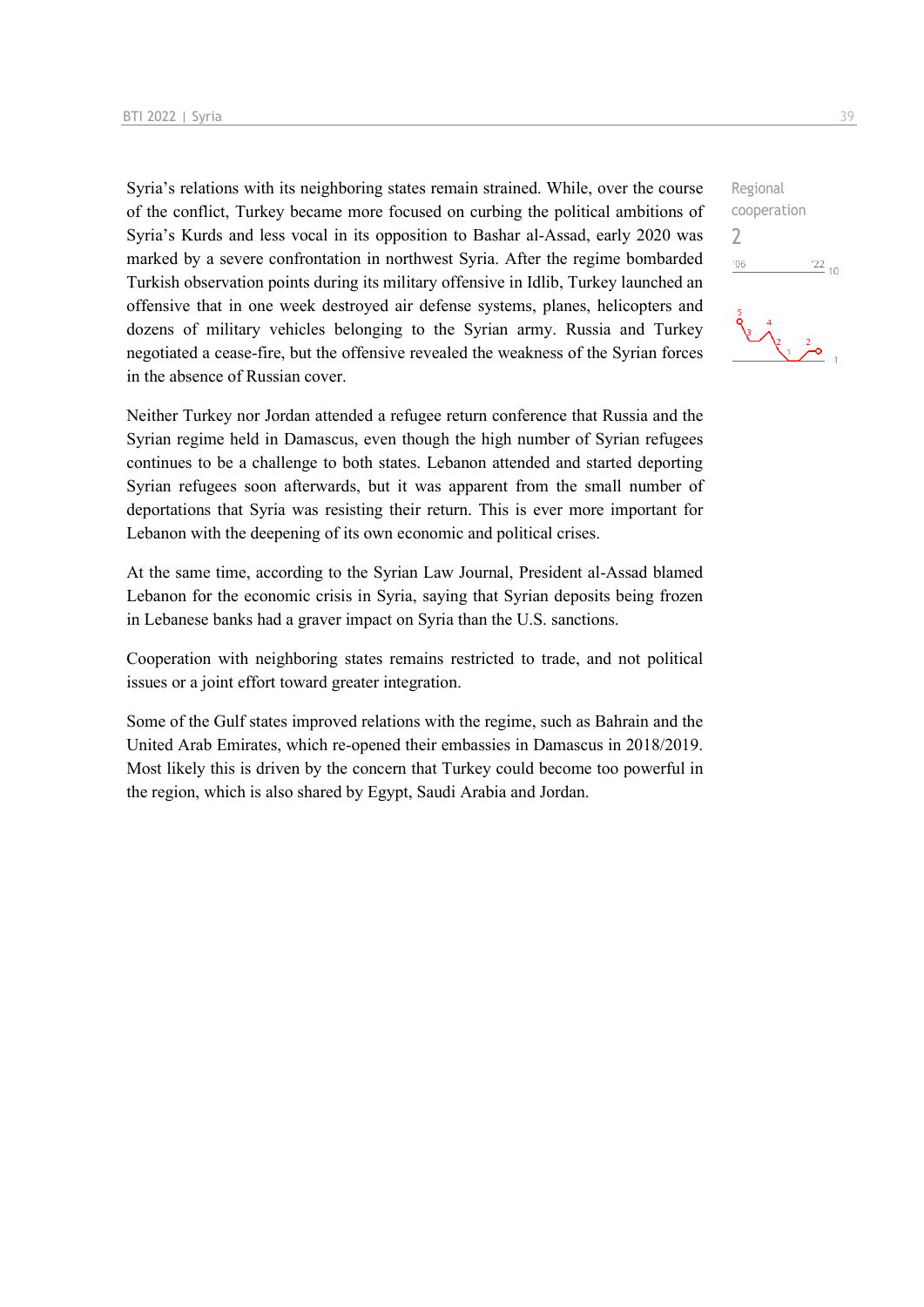Syria's relations with its neighboring states remain strained. While, over the course of the conflict, Turkey became more focused on curbing the political ambitions of Syria's Kurds and less vocal in its opposition to Bashar al-Assad, early 2020 was marked by a severe confrontation in northwest Syria. After the regime bombarded Turkish observation points during its military offensive in Idlib, Turkey launched an offensive that in one week destroyed air defense systems, planes, helicopters and dozens of military vehicles belonging to the Syrian army. Russia and Turkey negotiated a cease-fire, but the offensive revealed the weakness of the Syrian forces in the absence of Russian cover.

Regional cooperation
2

Neither Turkey nor Jordan attended a refugee return conference that Russia and the Syrian regime held in Damascus, even though the high number of Syrian refugees continues to be a challenge to both states. Lebanon attended and started deporting Syrian refugees soon afterwards, but it was apparent from the small number of deportations that Syria was resisting their return. This is ever more important for Lebanon with the deepening of its own economic and political crises.

At the same time, according to the Syrian Law Journal, President al-Assad blamed Lebanon for the economic crisis in Syria, saying that Syrian deposits being frozen in Lebanese banks had a graver impact on Syria than the U.S. sanctions.

Cooperation with neighboring states remains restricted to trade, and not political issues or a joint effort toward greater integration.

Some of the Gulf states improved relations with the regime, such as Bahrain and the United Arab Emirates, which re-opened their embassies in Damascus in 2018/2019. Most likely this is driven by the concern that Turkey could become too powerful in the region, which is also shared by Egypt, Saudi Arabia and Jordan.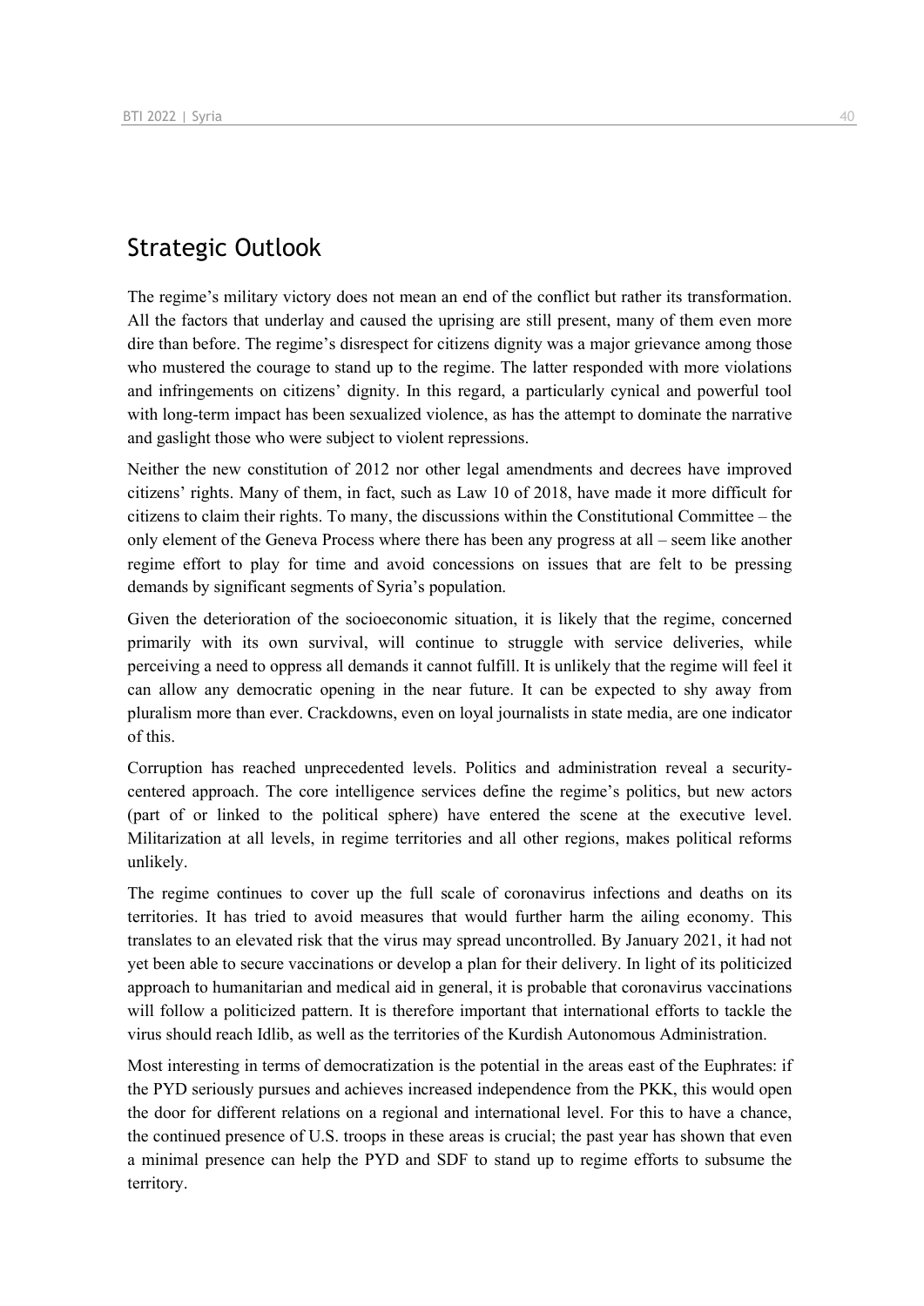## Strategic Outlook

The regime's military victory does not mean an end of the conflict but rather its transformation. All the factors that underlay and caused the uprising are still present, many of them even more dire than before. The regime's disrespect for citizens dignity was a major grievance among those who mustered the courage to stand up to the regime. The latter responded with more violations and infringements on citizens' dignity. In this regard, a particularly cynical and powerful tool with long-term impact has been sexualized violence, as has the attempt to dominate the narrative and gaslight those who were subject to violent repressions.

Neither the new constitution of 2012 nor other legal amendments and decrees have improved citizens' rights. Many of them, in fact, such as Law 10 of 2018, have made it more difficult for citizens to claim their rights. To many, the discussions within the Constitutional Committee – the only element of the Geneva Process where there has been any progress at all – seem like another regime effort to play for time and avoid concessions on issues that are felt to be pressing demands by significant segments of Syria's population.

Given the deterioration of the socioeconomic situation, it is likely that the regime, concerned primarily with its own survival, will continue to struggle with service deliveries, while perceiving a need to oppress all demands it cannot fulfill. It is unlikely that the regime will feel it can allow any democratic opening in the near future. It can be expected to shy away from pluralism more than ever. Crackdowns, even on loyal journalists in state media, are one indicator of this.

Corruption has reached unprecedented levels. Politics and administration reveal a security-centered approach. The core intelligence services define the regime's politics, but new actors (part of or linked to the political sphere) have entered the scene at the executive level. Militarization at all levels, in regime territories and all other regions, makes political reforms unlikely.

The regime continues to cover up the full scale of coronavirus infections and deaths on its territories. It has tried to avoid measures that would further harm the ailing economy. This translates to an elevated risk that the virus may spread uncontrolled. By January 2021, it had not yet been able to secure vaccinations or develop a plan for their delivery. In light of its politicized approach to humanitarian and medical aid in general, it is probable that coronavirus vaccinations will follow a politicized pattern. It is therefore important that international efforts to tackle the virus should reach Idlib, as well as the territories of the Kurdish Autonomous Administration.

Most interesting in terms of democratization is the potential in the areas east of the Euphrates: if the PYD seriously pursues and achieves increased independence from the PKK, this would open the door for different relations on a regional and international level. For this to have a chance, the continued presence of U.S. troops in these areas is crucial; the past year has shown that even a minimal presence can help the PYD and SDF to stand up to regime efforts to subsume the territory.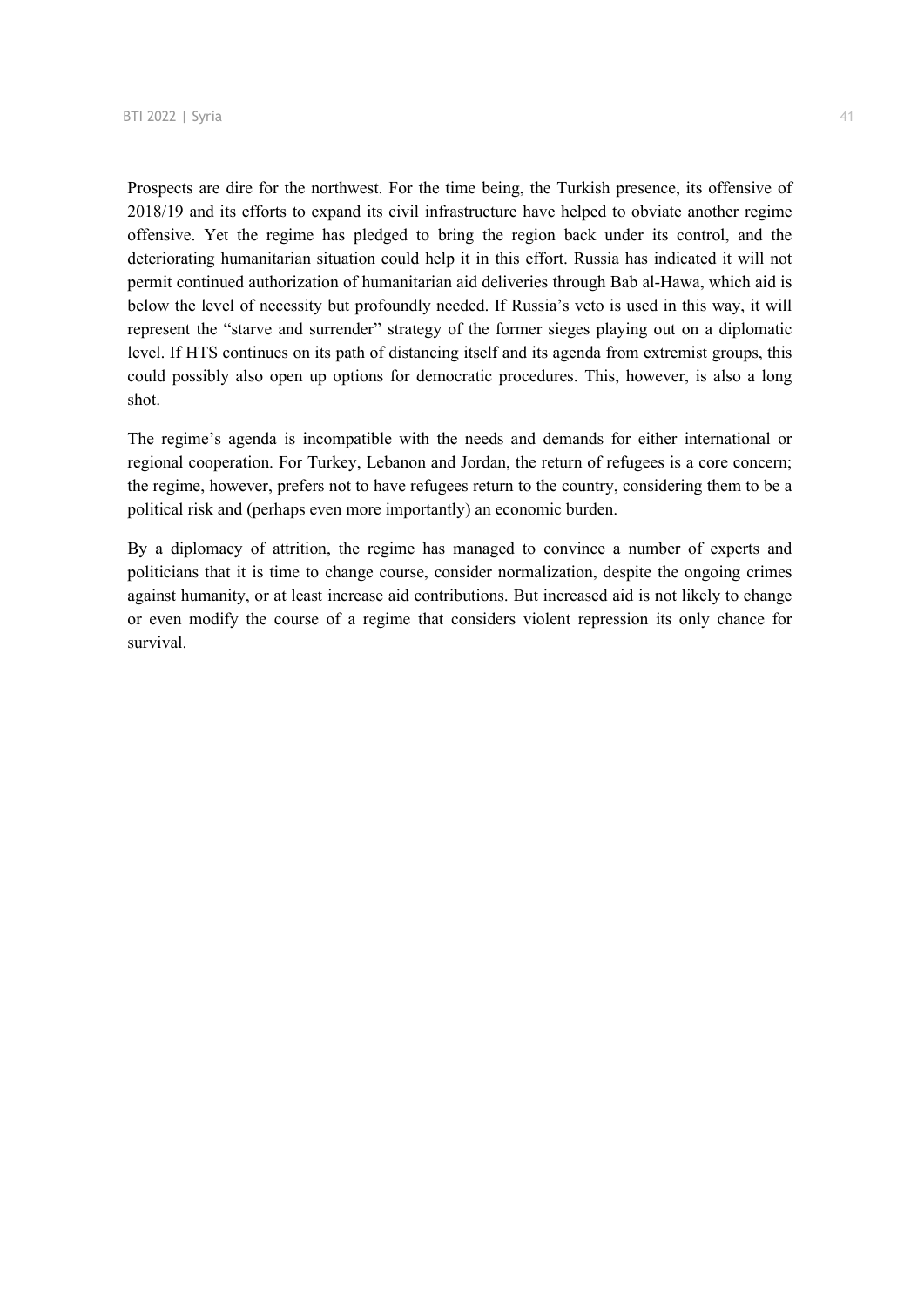Prospects are dire for the northwest. For the time being, the Turkish presence, its offensive of 2018/19 and its efforts to expand its civil infrastructure have helped to obviate another regime offensive. Yet the regime has pledged to bring the region back under its control, and the deteriorating humanitarian situation could help it in this effort. Russia has indicated it will not permit continued authorization of humanitarian aid deliveries through Bab al-Hawa, which aid is below the level of necessity but profoundly needed. If Russia's veto is used in this way, it will represent the "starve and surrender" strategy of the former sieges playing out on a diplomatic level. If HTS continues on its path of distancing itself and its agenda from extremist groups, this could possibly also open up options for democratic procedures. This, however, is also a long shot.

The regime's agenda is incompatible with the needs and demands for either international or regional cooperation. For Turkey, Lebanon and Jordan, the return of refugees is a core concern; the regime, however, prefers not to have refugees return to the country, considering them to be a political risk and (perhaps even more importantly) an economic burden.

By a diplomacy of attrition, the regime has managed to convince a number of experts and politicians that it is time to change course, consider normalization, despite the ongoing crimes against humanity, or at least increase aid contributions. But increased aid is not likely to change or even modify the course of a regime that considers violent repression its only chance for survival.